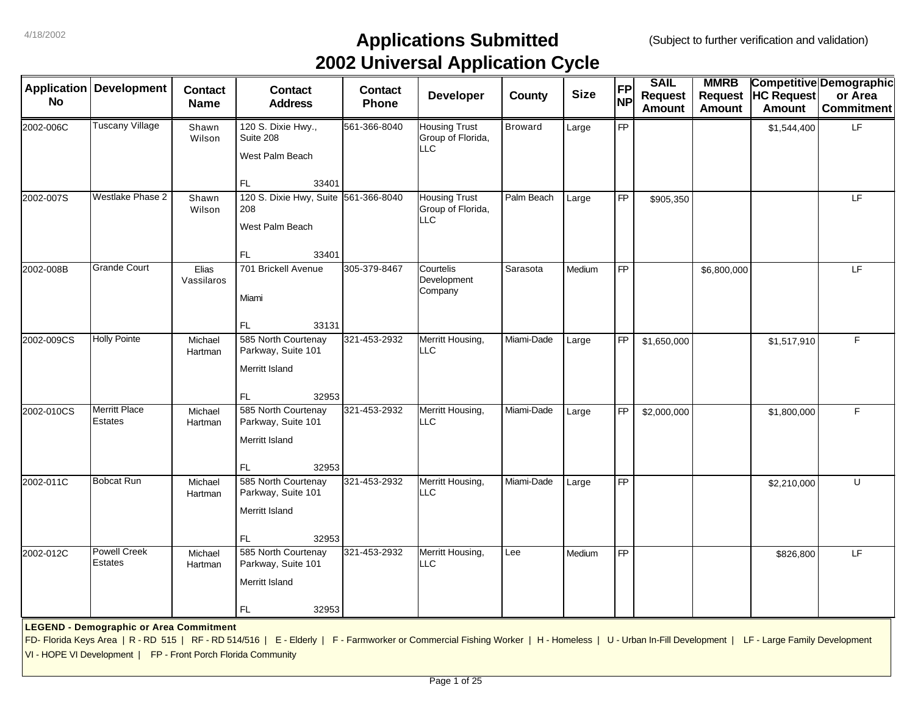4/18/2002

# Applications Submitted
# 2002 Universal Application Cycle

(Subject to further verification and validation)

| Application No | Development | Contact Name | Contact Address | Contact Phone | Developer | County | Size | FP NP | SAIL Request Amount | MMRB Request Amount | Competitive HC Request Amount | Demographic or Area Commitment |
|---|---|---|---|---|---|---|---|---|---|---|---|---|
| 2002-006C | Tuscany Village | Shawn Wilson | 120 S. Dixie Hwy., Suite 208 West Palm Beach FL 33401 | 561-366-8040 | Housing Trust Group of Florida, LLC | Broward | Large | FP | | | $1,544,400 | LF |
| 2002-007S | Westlake Phase 2 | Shawn Wilson | 120 S. Dixie Hwy, Suite 208 West Palm Beach FL 33401 | 561-366-8040 | Housing Trust Group of Florida, LLC | Palm Beach | Large | FP | $905,350 | | | LF |
| 2002-008B | Grande Court | Elias Vassilaros | 701 Brickell Avenue Miami FL 33131 | 305-379-8467 | Courtelis Development Company | Sarasota | Medium | FP | | $6,800,000 | | LF |
| 2002-009CS | Holly Pointe | Michael Hartman | 585 North Courtenay Parkway, Suite 101 Merritt Island FL 32953 | 321-453-2932 | Merritt Housing, LLC | Miami-Dade | Large | FP | $1,650,000 | | $1,517,910 | F |
| 2002-010CS | Merritt Place Estates | Michael Hartman | 585 North Courtenay Parkway, Suite 101 Merritt Island FL 32953 | 321-453-2932 | Merritt Housing, LLC | Miami-Dade | Large | FP | $2,000,000 | | $1,800,000 | F |
| 2002-011C | Bobcat Run | Michael Hartman | 585 North Courtenay Parkway, Suite 101 Merritt Island FL 32953 | 321-453-2932 | Merritt Housing, LLC | Miami-Dade | Large | FP | | | $2,210,000 | U |
| 2002-012C | Powell Creek Estates | Michael Hartman | 585 North Courtenay Parkway, Suite 101 Merritt Island FL 32953 | 321-453-2932 | Merritt Housing, LLC | Lee | Medium | FP | | | $826,800 | LF |

**LEGEND - Demographic or Area Commitment**

FD- Florida Keys Area | R - RD 515 | RF - RD 514/516 | E - Elderly | F - Farmworker or Commercial Fishing Worker | H - Homeless | U - Urban In-Fill Development | LF - Large Family Development
VI - HOPE VI Development | FP - Front Porch Florida Community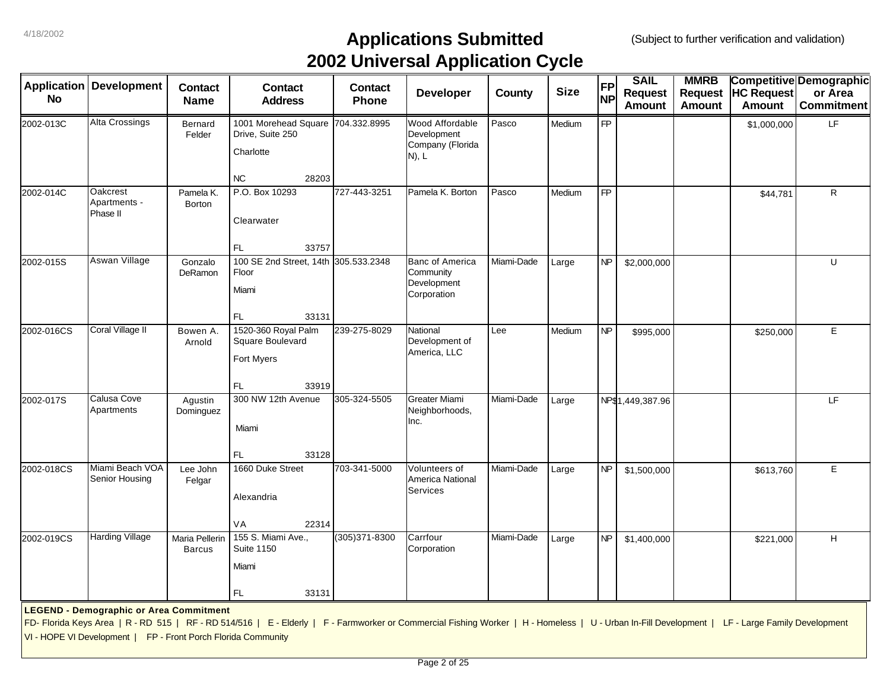4/18/2002

# Applications Submitted
# 2002 Universal Application Cycle

(Subject to further verification and validation)

| Application No | Development | Contact Name | Contact Address | Contact Phone | Developer | County | Size | FP NP | SAIL Request Amount | MMRB Request Amount | Competitive HC Request Amount | Demographic or Area Commitment |
|---|---|---|---|---|---|---|---|---|---|---|---|---|
| 2002-013C | Alta Crossings | Bernard Felder | 1001 Morehead Square Drive, Suite 250 Charlotte NC 28203 | 704.332.8995 | Wood Affordable Development Company (Florida N), L | Pasco | Medium | FP | | | $1,000,000 | LF |
| 2002-014C | Oakcrest Apartments - Phase II | Pamela K. Borton | P.O. Box 10293 Clearwater FL 33757 | 727-443-3251 | Pamela K. Borton | Pasco | Medium | FP | | | $44,781 | R |
| 2002-015S | Aswan Village | Gonzalo DeRamon | 100 SE 2nd Street, 14th Floor Miami FL 33131 | 305.533.2348 | Banc of America Community Development Corporation | Miami-Dade | Large | NP | $2,000,000 | | | U |
| 2002-016CS | Coral Village II | Bowen A. Arnold | 1520-360 Royal Palm Square Boulevard Fort Myers FL 33919 | 239-275-8029 | National Development of America, LLC | Lee | Medium | NP | $995,000 | | $250,000 | E |
| 2002-017S | Calusa Cove Apartments | Agustin Dominguez | 300 NW 12th Avenue Miami FL 33128 | 305-324-5505 | Greater Miami Neighborhoods, Inc. | Miami-Dade | Large | NP | $1,449,387.96 | | | LF |
| 2002-018CS | Miami Beach VOA Senior Housing | Lee John Felgar | 1660 Duke Street Alexandria VA 22314 | 703-341-5000 | Volunteers of America National Services | Miami-Dade | Large | NP | $1,500,000 | | $613,760 | E |
| 2002-019CS | Harding Village | Maria Pellerin Barcus | 155 S. Miami Ave., Suite 1150 Miami FL 33131 | (305)371-8300 | Carrfour Corporation | Miami-Dade | Large | NP | $1,400,000 | | $221,000 | H |

**LEGEND - Demographic or Area Commitment**

FD- Florida Keys Area | R - RD 515 | RF - RD 514/516 | E - Elderly | F - Farmworker or Commercial Fishing Worker | H - Homeless | U - Urban In-Fill Development | LF - Large Family Development

VI - HOPE VI Development | FP - Front Porch Florida Community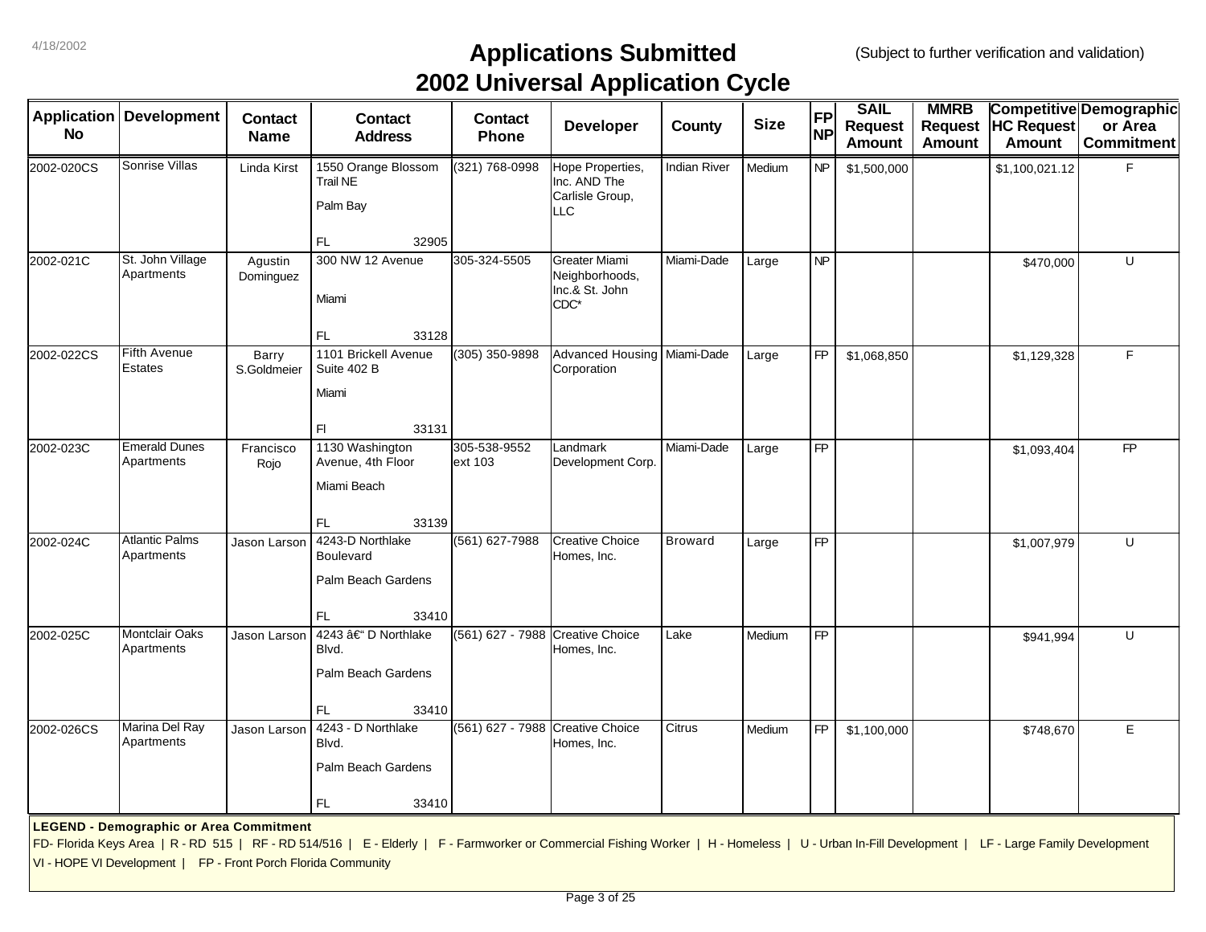4/18/2002

# Applications Submitted
# 2002 Universal Application Cycle

(Subject to further verification and validation)

| Application No | Development | Contact Name | Contact Address | Contact Phone | Developer | County | Size | FP NP | SAIL Request Amount | MMRB Request Amount | Competitive HC Request Amount | Demographic or Area Commitment |
|---|---|---|---|---|---|---|---|---|---|---|---|---|
| 2002-020CS | Sonrise Villas | Linda Kirst | 1550 Orange Blossom Trail NE Palm Bay FL 32905 | (321) 768-0998 | Hope Properties, Inc. AND The Carlisle Group, LLC | Indian River | Medium | NP | $1,500,000 | | $1,100,021.12 | F |
| 2002-021C | St. John Village Apartments | Agustin Dominguez | 300 NW 12 Avenue Miami FL 33128 | 305-324-5505 | Greater Miami Neighborhoods, Inc.& St. John CDC* | Miami-Dade | Large | NP | | | $470,000 | U |
| 2002-022CS | Fifth Avenue Estates | Barry S.Goldmeier | 1101 Brickell Avenue Suite 402 B Miami Fl 33131 | (305) 350-9898 | Advanced Housing Corporation | Miami-Dade | Large | FP | $1,068,850 | | $1,129,328 | F |
| 2002-023C | Emerald Dunes Apartments | Francisco Rojo | 1130 Washington Avenue, 4th Floor Miami Beach FL 33139 | 305-538-9552 ext 103 | Landmark Development Corp. | Miami-Dade | Large | FP | | | $1,093,404 | FP |
| 2002-024C | Atlantic Palms Apartments | Jason Larson | 4243-D Northlake Boulevard Palm Beach Gardens FL 33410 | (561) 627-7988 | Creative Choice Homes, Inc. | Broward | Large | FP | | | $1,007,979 | U |
| 2002-025C | Montclair Oaks Apartments | Jason Larson | 4243 â€“ D Northlake Blvd. Palm Beach Gardens FL 33410 | (561) 627 - 7988 | Creative Choice Homes, Inc. | Lake | Medium | FP | | | $941,994 | U |
| 2002-026CS | Marina Del Ray Apartments | Jason Larson | 4243 - D Northlake Blvd. Palm Beach Gardens FL 33410 | (561) 627 - 7988 | Creative Choice Homes, Inc. | Citrus | Medium | FP | $1,100,000 | | $748,670 | E |

**LEGEND - Demographic or Area Commitment**

FD- Florida Keys Area | R - RD 515 | RF - RD 514/516 | E - Elderly | F - Farmworker or Commercial Fishing Worker | H - Homeless | U - Urban In-Fill Development | LF - Large Family Development
VI - HOPE VI Development | FP - Front Porch Florida Community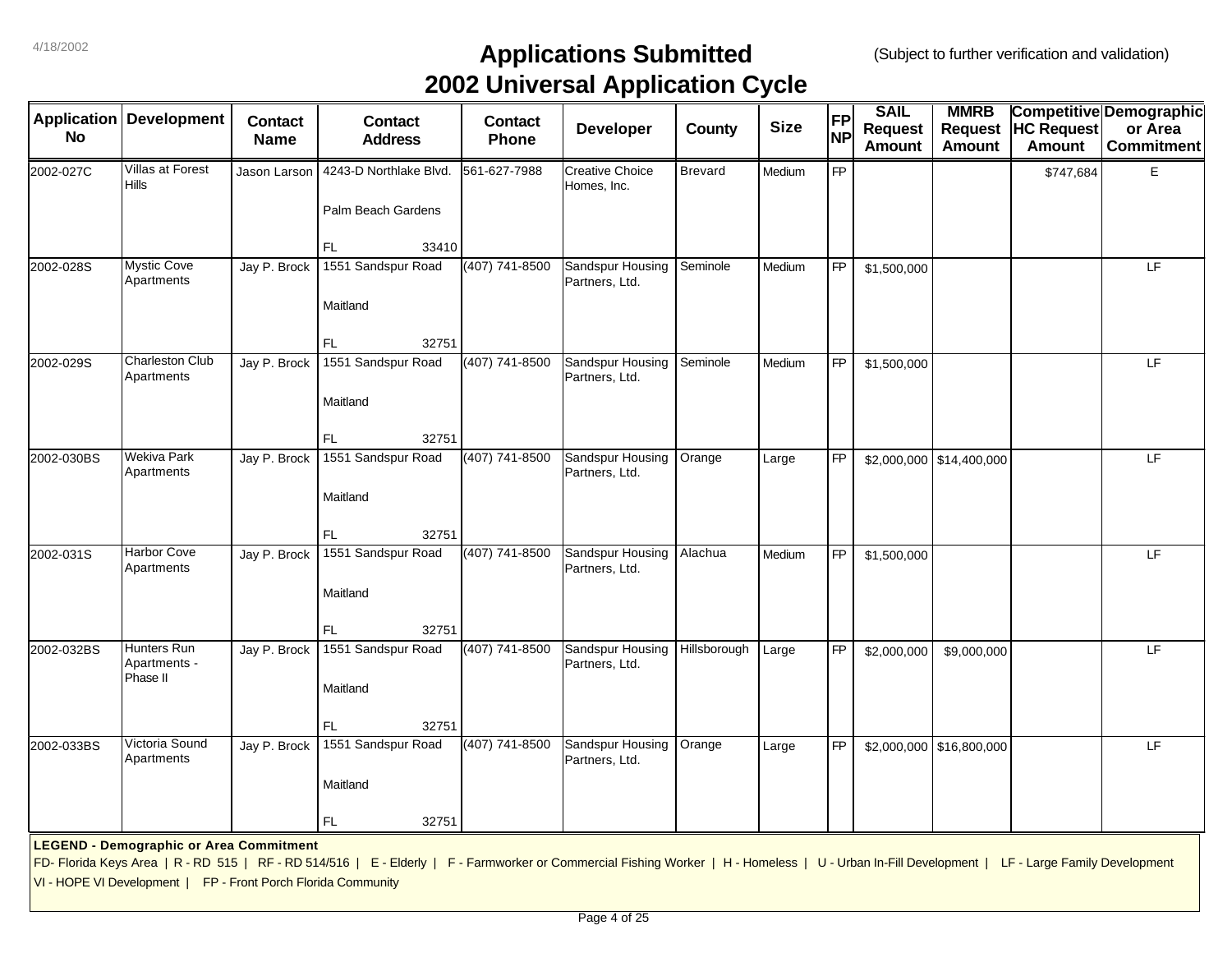4/18/2002

# Applications Submitted
# 2002 Universal Application Cycle

(Subject to further verification and validation)

| Application No | Development | Contact Name | Contact Address | Contact Phone | Developer | County | Size | FP NP | SAIL Request Amount | MMRB Request Amount | Competitive HC Request Amount | Demographic or Area Commitment |
|---|---|---|---|---|---|---|---|---|---|---|---|---|
| 2002-027C | Villas at Forest Hills | Jason Larson | 4243-D Northlake Blvd. Palm Beach Gardens FL 33410 | 561-627-7988 | Creative Choice Homes, Inc. | Brevard | Medium | FP | | | $747,684 | E |
| 2002-028S | Mystic Cove Apartments | Jay P. Brock | 1551 Sandspur Road Maitland FL 32751 | (407) 741-8500 | Sandspur Housing Partners, Ltd. | Seminole | Medium | FP | $1,500,000 | | | LF |
| 2002-029S | Charleston Club Apartments | Jay P. Brock | 1551 Sandspur Road Maitland FL 32751 | (407) 741-8500 | Sandspur Housing Partners, Ltd. | Seminole | Medium | FP | $1,500,000 | | | LF |
| 2002-030BS | Wekiva Park Apartments | Jay P. Brock | 1551 Sandspur Road Maitland FL 32751 | (407) 741-8500 | Sandspur Housing Partners, Ltd. | Orange | Large | FP | $2,000,000 | $14,400,000 | | LF |
| 2002-031S | Harbor Cove Apartments | Jay P. Brock | 1551 Sandspur Road Maitland FL 32751 | (407) 741-8500 | Sandspur Housing Partners, Ltd. | Alachua | Medium | FP | $1,500,000 | | | LF |
| 2002-032BS | Hunters Run Apartments - Phase II | Jay P. Brock | 1551 Sandspur Road Maitland FL 32751 | (407) 741-8500 | Sandspur Housing Partners, Ltd. | Hillsborough | Large | FP | $2,000,000 | $9,000,000 | | LF |
| 2002-033BS | Victoria Sound Apartments | Jay P. Brock | 1551 Sandspur Road Maitland FL 32751 | (407) 741-8500 | Sandspur Housing Partners, Ltd. | Orange | Large | FP | $2,000,000 | $16,800,000 | | LF |

**LEGEND - Demographic or Area Commitment**

FD- Florida Keys Area | R - RD 515 | RF - RD 514/516 | E - Elderly | F - Farmworker or Commercial Fishing Worker | H - Homeless | U - Urban In-Fill Development | LF - Large Family Development

VI - HOPE VI Development | FP - Front Porch Florida Community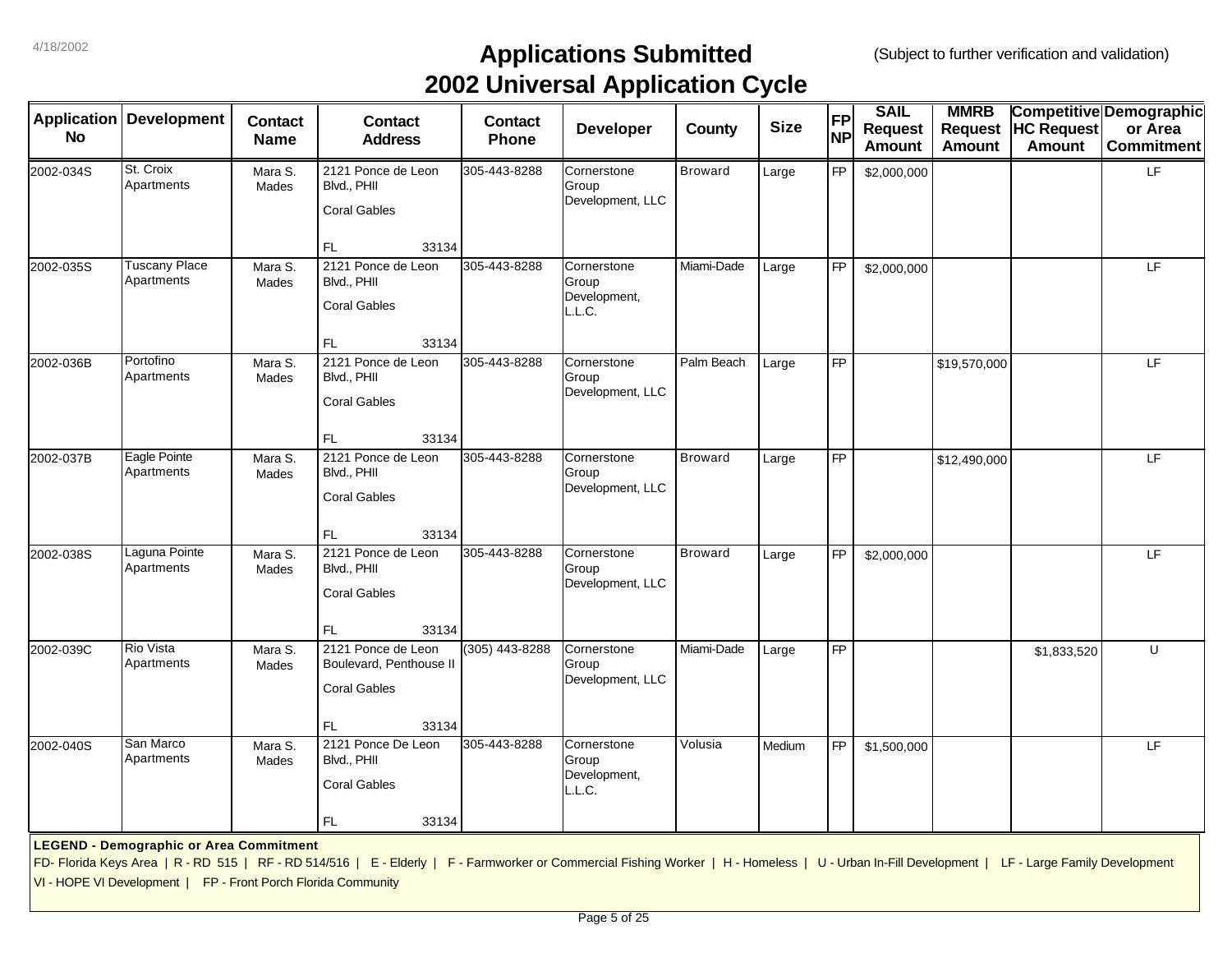4/18/2002

# Applications Submitted
# 2002 Universal Application Cycle

(Subject to further verification and validation)

| Application No | Development | Contact Name | Contact Address | Contact Phone | Developer | County | Size | FP NP | SAIL Request Amount | MMRB Request Amount | Competitive HC Request Amount | Demographic or Area Commitment |
|---|---|---|---|---|---|---|---|---|---|---|---|---|
| 2002-034S | St. Croix Apartments | Mara S. Mades | 2121 Ponce de Leon Blvd., PHII Coral Gables FL 33134 | 305-443-8288 | Cornerstone Group Development, LLC | Broward | Large | FP | $2,000,000 | | | LF |
| 2002-035S | Tuscany Place Apartments | Mara S. Mades | 2121 Ponce de Leon Blvd., PHII Coral Gables FL 33134 | 305-443-8288 | Cornerstone Group Development, L.L.C. | Miami-Dade | Large | FP | $2,000,000 | | | LF |
| 2002-036B | Portofino Apartments | Mara S. Mades | 2121 Ponce de Leon Blvd., PHII Coral Gables FL 33134 | 305-443-8288 | Cornerstone Group Development, LLC | Palm Beach | Large | FP | | $19,570,000 | | LF |
| 2002-037B | Eagle Pointe Apartments | Mara S. Mades | 2121 Ponce de Leon Blvd., PHII Coral Gables FL 33134 | 305-443-8288 | Cornerstone Group Development, LLC | Broward | Large | FP | | $12,490,000 | | LF |
| 2002-038S | Laguna Pointe Apartments | Mara S. Mades | 2121 Ponce de Leon Blvd., PHII Coral Gables FL 33134 | 305-443-8288 | Cornerstone Group Development, LLC | Broward | Large | FP | $2,000,000 | | | LF |
| 2002-039C | Rio Vista Apartments | Mara S. Mades | 2121 Ponce de Leon Boulevard, Penthouse II Coral Gables FL 33134 | (305) 443-8288 | Cornerstone Group Development, LLC | Miami-Dade | Large | FP | | | $1,833,520 | U |
| 2002-040S | San Marco Apartments | Mara S. Mades | 2121 Ponce De Leon Blvd., PHII Coral Gables FL 33134 | 305-443-8288 | Cornerstone Group Development, L.L.C. | Volusia | Medium | FP | $1,500,000 | | | LF |

**LEGEND - Demographic or Area Commitment**

FD- Florida Keys Area | R - RD 515 | RF - RD 514/516 | E - Elderly | F - Farmworker or Commercial Fishing Worker | H - Homeless | U - Urban In-Fill Development | LF - Large Family Development
VI - HOPE VI Development | FP - Front Porch Florida Community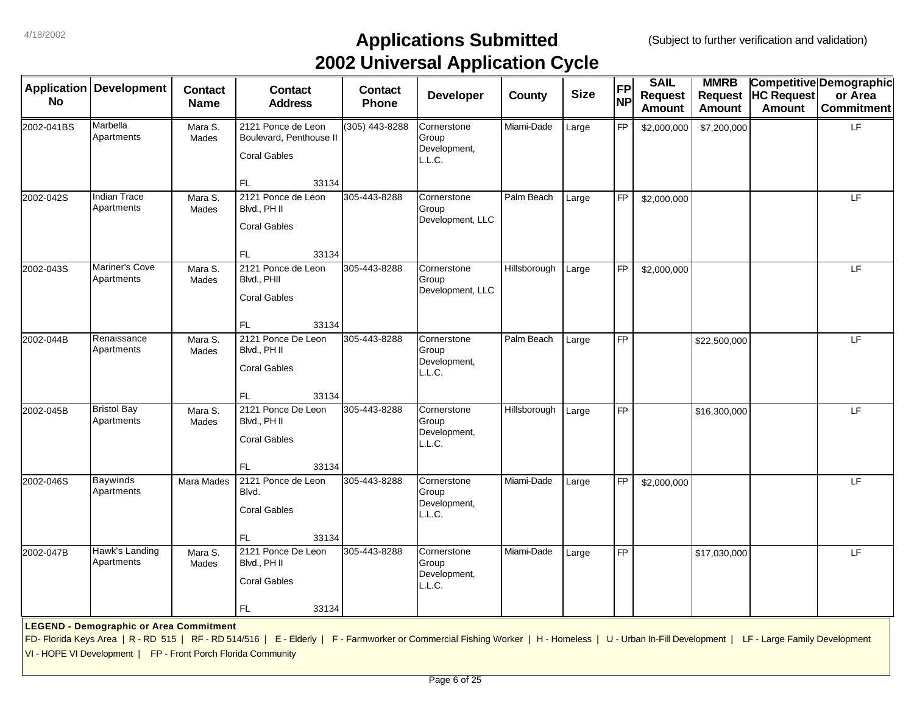4/18/2002

# Applications Submitted
# 2002 Universal Application Cycle

(Subject to further verification and validation)

| Application No | Development | Contact Name | Contact Address | Contact Phone | Developer | County | Size | FP NP | SAIL Request Amount | MMRB Request Amount | Competitive HC Request Amount | Demographic or Area Commitment |
|---|---|---|---|---|---|---|---|---|---|---|---|---|
| 2002-041BS | Marbella Apartments | Mara S. Mades | 2121 Ponce de Leon Boulevard, Penthouse II Coral Gables FL 33134 | (305) 443-8288 | Cornerstone Group Development, L.L.C. | Miami-Dade | Large | FP | $2,000,000 | $7,200,000 | | LF |
| 2002-042S | Indian Trace Apartments | Mara S. Mades | 2121 Ponce de Leon Blvd., PH II Coral Gables FL 33134 | 305-443-8288 | Cornerstone Group Development, LLC | Palm Beach | Large | FP | $2,000,000 | | | LF |
| 2002-043S | Mariner's Cove Apartments | Mara S. Mades | 2121 Ponce de Leon Blvd., PHII Coral Gables FL 33134 | 305-443-8288 | Cornerstone Group Development, LLC | Hillsborough | Large | FP | $2,000,000 | | | LF |
| 2002-044B | Renaissance Apartments | Mara S. Mades | 2121 Ponce De Leon Blvd., PH II Coral Gables FL 33134 | 305-443-8288 | Cornerstone Group Development, L.L.C. | Palm Beach | Large | FP | | $22,500,000 | | LF |
| 2002-045B | Bristol Bay Apartments | Mara S. Mades | 2121 Ponce De Leon Blvd., PH II Coral Gables FL 33134 | 305-443-8288 | Cornerstone Group Development, L.L.C. | Hillsborough | Large | FP | | $16,300,000 | | LF |
| 2002-046S | Baywinds Apartments | Mara Mades | 2121 Ponce de Leon Blvd. Coral Gables FL 33134 | 305-443-8288 | Cornerstone Group Development, L.L.C. | Miami-Dade | Large | FP | $2,000,000 | | | LF |
| 2002-047B | Hawk's Landing Apartments | Mara S. Mades | 2121 Ponce De Leon Blvd., PH II Coral Gables FL 33134 | 305-443-8288 | Cornerstone Group Development, L.L.C. | Miami-Dade | Large | FP | | $17,030,000 | | LF |

**LEGEND - Demographic or Area Commitment**

FD- Florida Keys Area | R - RD 515 | RF - RD 514/516 | E - Elderly | F - Farmworker or Commercial Fishing Worker | H - Homeless | U - Urban In-Fill Development | LF - Large Family Development
VI - HOPE VI Development | FP - Front Porch Florida Community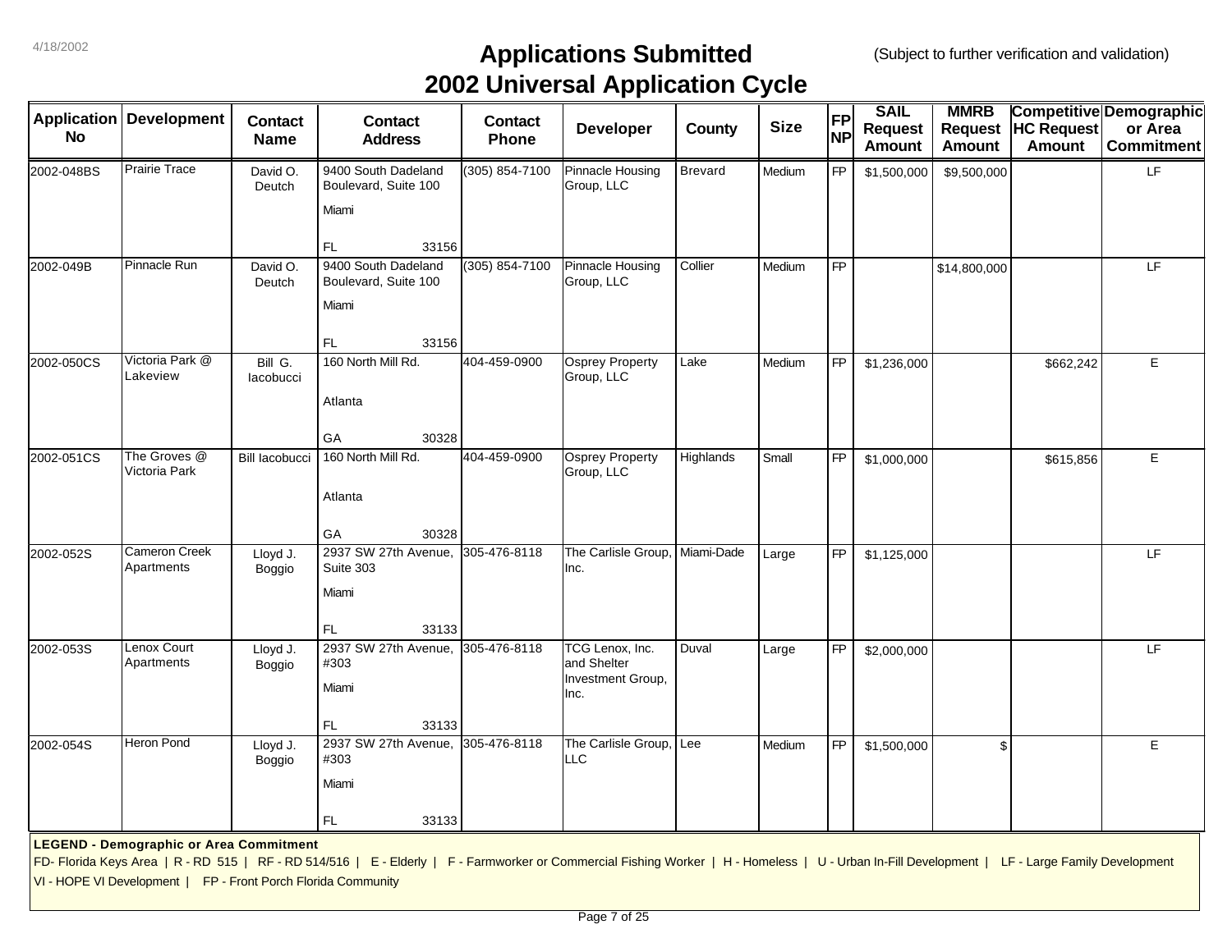4/18/2002

# Applications Submitted
# 2002 Universal Application Cycle

(Subject to further verification and validation)

| Application No | Development | Contact Name | Contact Address | Contact Phone | Developer | County | Size | FP NP | SAIL Request Amount | MMRB Request Amount | Competitive HC Request Amount | Demographic or Area Commitment |
|---|---|---|---|---|---|---|---|---|---|---|---|---|
| 2002-048BS | Prairie Trace | David O. Deutch | 9400 South Dadeland Boulevard, Suite 100 Miami FL 33156 | (305) 854-7100 | Pinnacle Housing Group, LLC | Brevard | Medium | FP | $1,500,000 | $9,500,000 | | LF |
| 2002-049B | Pinnacle Run | David O. Deutch | 9400 South Dadeland Boulevard, Suite 100 Miami FL 33156 | (305) 854-7100 | Pinnacle Housing Group, LLC | Collier | Medium | FP | | $14,800,000 | | LF |
| 2002-050CS | Victoria Park @ Lakeview | Bill G. Iacobucci | 160 North Mill Rd. Atlanta GA 30328 | 404-459-0900 | Osprey Property Group, LLC | Lake | Medium | FP | $1,236,000 | | $662,242 | E |
| 2002-051CS | The Groves @ Victoria Park | Bill Iacobucci | 160 North Mill Rd. Atlanta GA 30328 | 404-459-0900 | Osprey Property Group, LLC | Highlands | Small | FP | $1,000,000 | | $615,856 | E |
| 2002-052S | Cameron Creek Apartments | Lloyd J. Boggio | 2937 SW 27th Avenue, Suite 303 Miami FL 33133 | 305-476-8118 | The Carlisle Group, Inc. | Miami-Dade | Large | FP | $1,125,000 | | | LF |
| 2002-053S | Lenox Court Apartments | Lloyd J. Boggio | 2937 SW 27th Avenue, #303 Miami FL 33133 | 305-476-8118 | TCG Lenox, Inc. and Shelter Investment Group, Inc. | Duval | Large | FP | $2,000,000 | | | LF |
| 2002-054S | Heron Pond | Lloyd J. Boggio | 2937 SW 27th Avenue, #303 Miami FL 33133 | 305-476-8118 | The Carlisle Group, LLC | Lee | Medium | FP | $1,500,000 | $ | | E |

**LEGEND - Demographic or Area Commitment**

FD- Florida Keys Area | R - RD 515 | RF - RD 514/516 | E - Elderly | F - Farmworker or Commercial Fishing Worker | H - Homeless | U - Urban In-Fill Development | LF - Large Family Development

VI - HOPE VI Development | FP - Front Porch Florida Community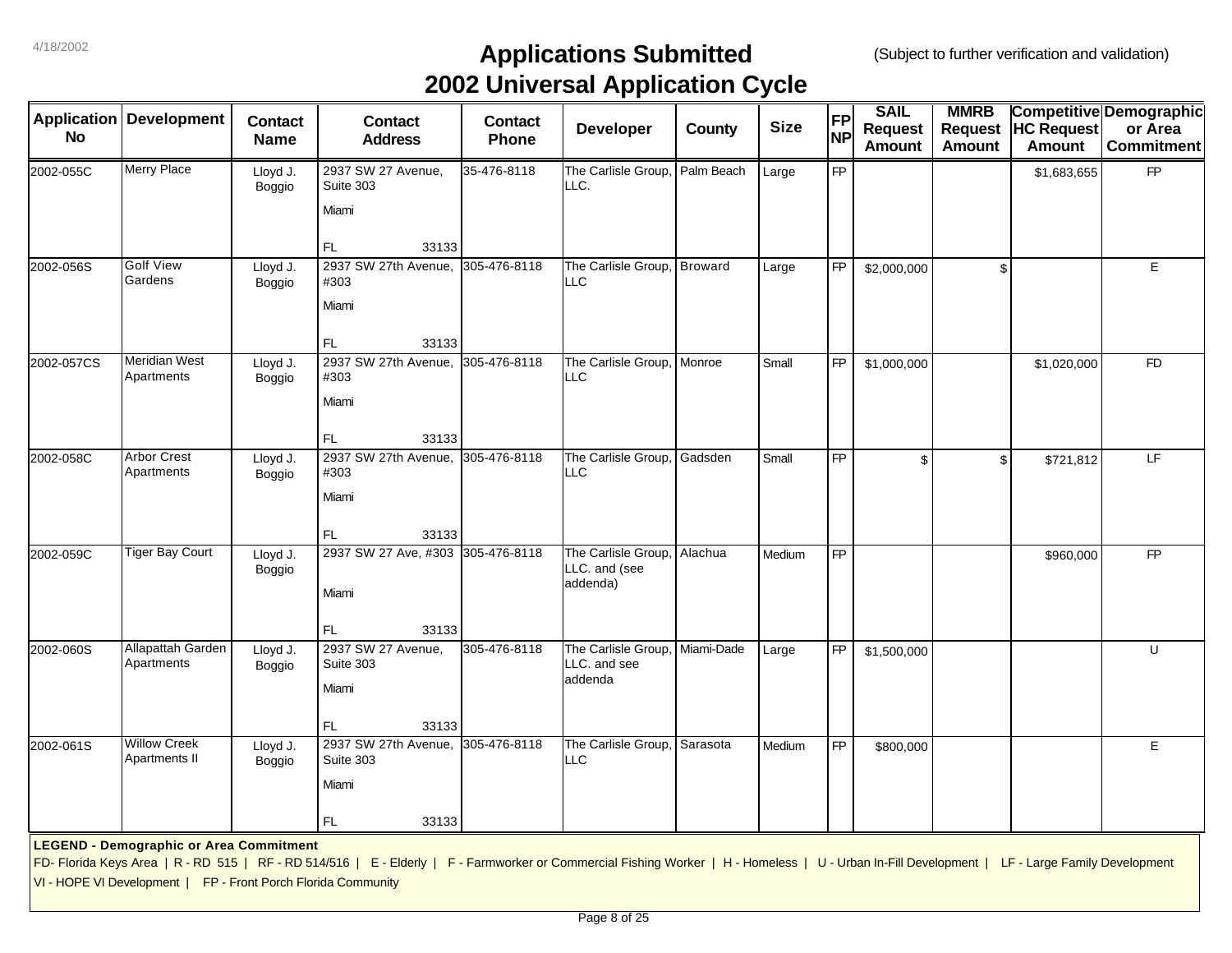# Applications Submitted
# 2002 Universal Application Cycle

4/18/2002

(Subject to further verification and validation)

| Application No | Development | Contact Name | Contact Address | Contact Phone | Developer | County | Size | FP NP | SAIL Request Amount | MMRB Request Amount | Competitive HC Request Amount | Demographic or Area Commitment |
|---|---|---|---|---|---|---|---|---|---|---|---|---|
| 2002-055C | Merry Place | Lloyd J. Boggio | 2937 SW 27 Avenue, Suite 303 Miami FL 33133 | 35-476-8118 | The Carlisle Group, LLC. | Palm Beach | Large | FP | | | $1,683,655 | FP |
| 2002-056S | Golf View Gardens | Lloyd J. Boggio | 2937 SW 27th Avenue, #303 Miami FL 33133 | 305-476-8118 | The Carlisle Group, LLC | Broward | Large | FP | $2,000,000 | $ | | E |
| 2002-057CS | Meridian West Apartments | Lloyd J. Boggio | 2937 SW 27th Avenue, #303 Miami FL 33133 | 305-476-8118 | The Carlisle Group, LLC | Monroe | Small | FP | $1,000,000 | | $1,020,000 | FD |
| 2002-058C | Arbor Crest Apartments | Lloyd J. Boggio | 2937 SW 27th Avenue, #303 Miami FL 33133 | 305-476-8118 | The Carlisle Group, LLC | Gadsden | Small | FP | $ | $ | $721,812 | LF |
| 2002-059C | Tiger Bay Court | Lloyd J. Boggio | 2937 SW 27 Ave, #303 Miami FL 33133 | 305-476-8118 | The Carlisle Group, LLC. and (see addenda) | Alachua | Medium | FP | | | $960,000 | FP |
| 2002-060S | Allapattah Garden Apartments | Lloyd J. Boggio | 2937 SW 27 Avenue, Suite 303 Miami FL 33133 | 305-476-8118 | The Carlisle Group, LLC. and see addenda | Miami-Dade | Large | FP | $1,500,000 | | | U |
| 2002-061S | Willow Creek Apartments II | Lloyd J. Boggio | 2937 SW 27th Avenue, Suite 303 Miami FL 33133 | 305-476-8118 | The Carlisle Group, LLC | Sarasota | Medium | FP | $800,000 | | | E |

**LEGEND - Demographic or Area Commitment**

FD- Florida Keys Area | R - RD 515 | RF - RD 514/516 | E - Elderly | F - Farmworker or Commercial Fishing Worker | H - Homeless | U - Urban In-Fill Development | LF - Large Family Development

VI - HOPE VI Development | FP - Front Porch Florida Community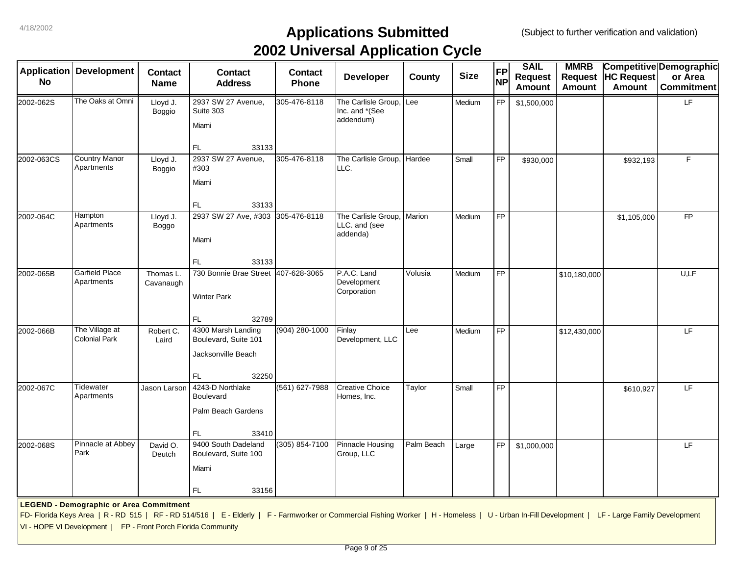4/18/2002

# Applications Submitted
## 2002 Universal Application Cycle

(Subject to further verification and validation)

| Application No | Development | Contact Name | Contact Address | Contact Phone | Developer | County | Size | FP NP | SAIL Request Amount | MMRB Request Amount | Competitive HC Request Amount | Demographic or Area Commitment |
|---|---|---|---|---|---|---|---|---|---|---|---|---|
| 2002-062S | The Oaks at Omni | Lloyd J. Boggio | 2937 SW 27 Avenue, Suite 303 Miami FL 33133 | 305-476-8118 | The Carlisle Group, Inc. and *(See addendum) | Lee | Medium | FP | $1,500,000 | | | LF |
| 2002-063CS | Country Manor Apartments | Lloyd J. Boggio | 2937 SW 27 Avenue, #303 Miami FL 33133 | 305-476-8118 | The Carlisle Group, LLC. | Hardee | Small | FP | $930,000 | | $932,193 | F |
| 2002-064C | Hampton Apartments | Lloyd J. Boggo | 2937 SW 27 Ave, #303 Miami FL 33133 | 305-476-8118 | The Carlisle Group, LLC. and (see addenda) | Marion | Medium | FP | | | $1,105,000 | FP |
| 2002-065B | Garfield Place Apartments | Thomas L. Cavanaugh | 730 Bonnie Brae Street Winter Park FL 32789 | 407-628-3065 | P.A.C. Land Development Corporation | Volusia | Medium | FP | | $10,180,000 | | U,LF |
| 2002-066B | The Village at Colonial Park | Robert C. Laird | 4300 Marsh Landing Boulevard, Suite 101 Jacksonville Beach FL 32250 | (904) 280-1000 | Finlay Development, LLC | Lee | Medium | FP | | $12,430,000 | | LF |
| 2002-067C | Tidewater Apartments | Jason Larson | 4243-D Northlake Boulevard Palm Beach Gardens FL 33410 | (561) 627-7988 | Creative Choice Homes, Inc. | Taylor | Small | FP | | | $610,927 | LF |
| 2002-068S | Pinnacle at Abbey Park | David O. Deutch | 9400 South Dadeland Boulevard, Suite 100 Miami FL 33156 | (305) 854-7100 | Pinnacle Housing Group, LLC | Palm Beach | Large | FP | $1,000,000 | | | LF |

**LEGEND - Demographic or Area Commitment**

FD- Florida Keys Area | R - RD 515 | RF - RD 514/516 | E - Elderly | F - Farmworker or Commercial Fishing Worker | H - Homeless | U - Urban In-Fill Development | LF - Large Family Development
VI - HOPE VI Development | FP - Front Porch Florida Community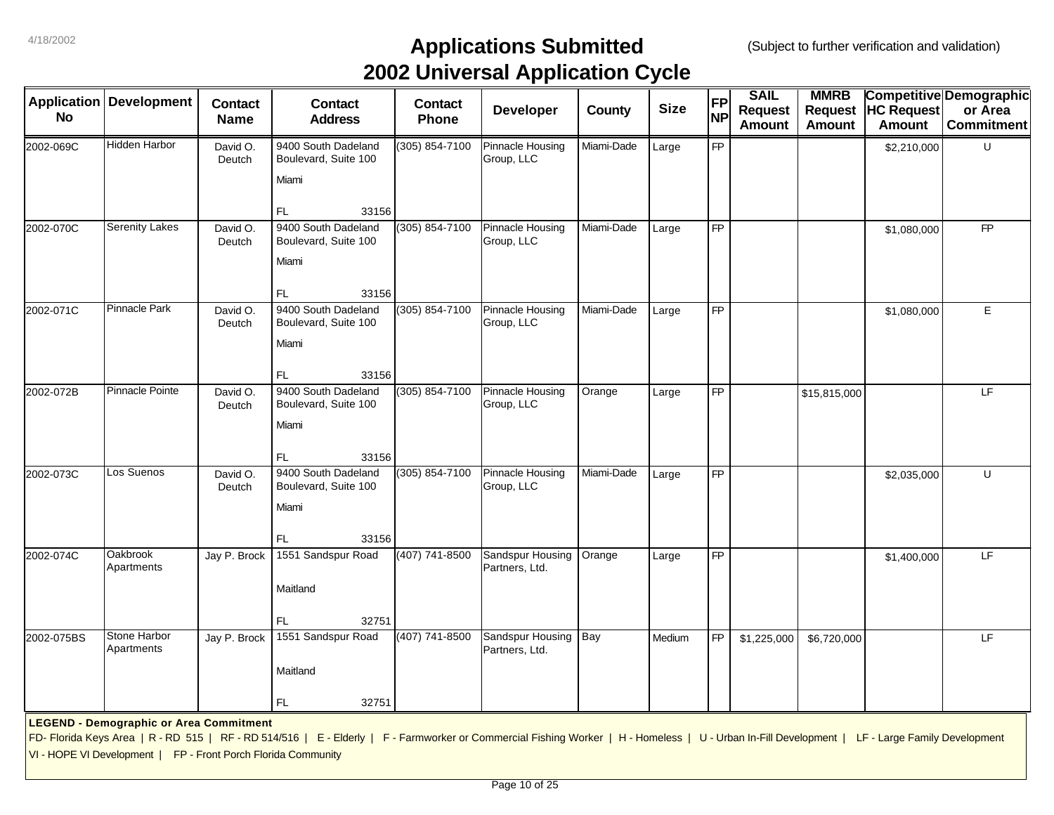4/18/2002

# Applications Submitted
## 2002 Universal Application Cycle

(Subject to further verification and validation)

| Application No | Development | Contact Name | Contact Address | Contact Phone | Developer | County | Size | FP NP | SAIL Request Amount | MMRB Request Amount | Competitive HC Request Amount | Demographic or Area Commitment |
|---|---|---|---|---|---|---|---|---|---|---|---|---|
| 2002-069C | Hidden Harbor | David O. Deutch | 9400 South Dadeland Boulevard, Suite 100 Miami FL 33156 | (305) 854-7100 | Pinnacle Housing Group, LLC | Miami-Dade | Large | FP | | | $2,210,000 | U |
| 2002-070C | Serenity Lakes | David O. Deutch | 9400 South Dadeland Boulevard, Suite 100 Miami FL 33156 | (305) 854-7100 | Pinnacle Housing Group, LLC | Miami-Dade | Large | FP | | | $1,080,000 | FP |
| 2002-071C | Pinnacle Park | David O. Deutch | 9400 South Dadeland Boulevard, Suite 100 Miami FL 33156 | (305) 854-7100 | Pinnacle Housing Group, LLC | Miami-Dade | Large | FP | | | $1,080,000 | E |
| 2002-072B | Pinnacle Pointe | David O. Deutch | 9400 South Dadeland Boulevard, Suite 100 Miami FL 33156 | (305) 854-7100 | Pinnacle Housing Group, LLC | Orange | Large | FP | | $15,815,000 | | LF |
| 2002-073C | Los Suenos | David O. Deutch | 9400 South Dadeland Boulevard, Suite 100 Miami FL 33156 | (305) 854-7100 | Pinnacle Housing Group, LLC | Miami-Dade | Large | FP | | | $2,035,000 | U |
| 2002-074C | Oakbrook Apartments | Jay P. Brock | 1551 Sandspur Road Maitland FL 32751 | (407) 741-8500 | Sandspur Housing Partners, Ltd. | Orange | Large | FP | | | $1,400,000 | LF |
| 2002-075BS | Stone Harbor Apartments | Jay P. Brock | 1551 Sandspur Road Maitland FL 32751 | (407) 741-8500 | Sandspur Housing Partners, Ltd. | Bay | Medium | FP | $1,225,000 | $6,720,000 | | LF |

**LEGEND - Demographic or Area Commitment**

FD- Florida Keys Area | R - RD 515 | RF - RD 514/516 | E - Elderly | F - Farmworker or Commercial Fishing Worker | H - Homeless | U - Urban In-Fill Development | LF - Large Family Development

VI - HOPE VI Development | FP - Front Porch Florida Community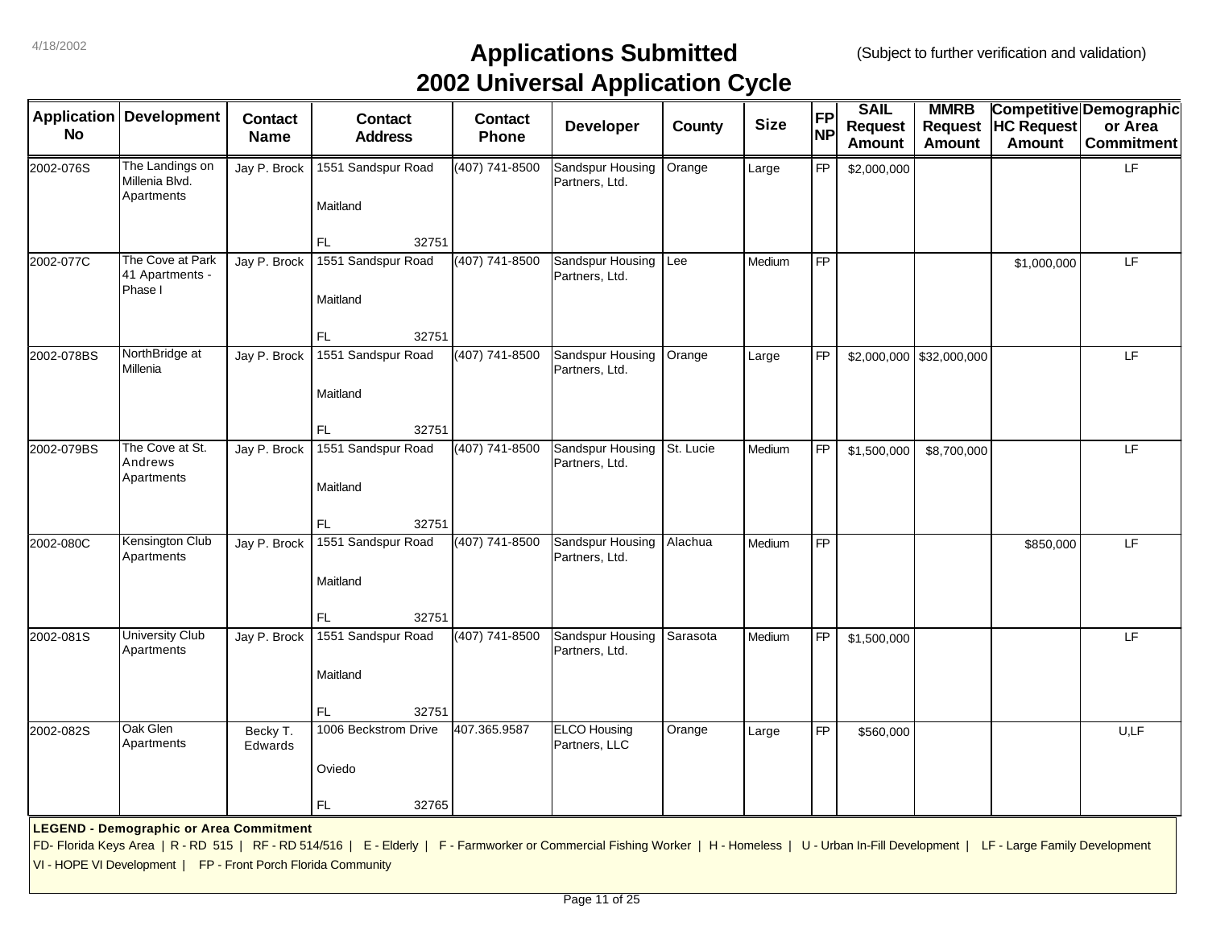4/18/2002

# Applications Submitted
# 2002 Universal Application Cycle

(Subject to further verification and validation)

| Application No | Development | Contact Name | Contact Address | Contact Phone | Developer | County | Size | FP NP | SAIL Request Amount | MMRB Request Amount | Competitive HC Request Amount | Demographic or Area Commitment |
|---|---|---|---|---|---|---|---|---|---|---|---|---|
| 2002-076S | The Landings on Millenia Blvd. Apartments | Jay P. Brock | 1551 Sandspur Road Maitland FL 32751 | (407) 741-8500 | Sandspur Housing Partners, Ltd. | Orange | Large | FP | $2,000,000 | | | LF |
| 2002-077C | The Cove at Park 41 Apartments - Phase I | Jay P. Brock | 1551 Sandspur Road Maitland FL 32751 | (407) 741-8500 | Sandspur Housing Partners, Ltd. | Lee | Medium | FP | | | $1,000,000 | LF |
| 2002-078BS | NorthBridge at Millenia | Jay P. Brock | 1551 Sandspur Road Maitland FL 32751 | (407) 741-8500 | Sandspur Housing Partners, Ltd. | Orange | Large | FP | $2,000,000 | $32,000,000 | | LF |
| 2002-079BS | The Cove at St. Andrews Apartments | Jay P. Brock | 1551 Sandspur Road Maitland FL 32751 | (407) 741-8500 | Sandspur Housing Partners, Ltd. | St. Lucie | Medium | FP | $1,500,000 | $8,700,000 | | LF |
| 2002-080C | Kensington Club Apartments | Jay P. Brock | 1551 Sandspur Road Maitland FL 32751 | (407) 741-8500 | Sandspur Housing Partners, Ltd. | Alachua | Medium | FP | | | $850,000 | LF |
| 2002-081S | University Club Apartments | Jay P. Brock | 1551 Sandspur Road Maitland FL 32751 | (407) 741-8500 | Sandspur Housing Partners, Ltd. | Sarasota | Medium | FP | $1,500,000 | | | LF |
| 2002-082S | Oak Glen Apartments | Becky T. Edwards | 1006 Beckstrom Drive Oviedo FL 32765 | 407.365.9587 | ELCO Housing Partners, LLC | Orange | Large | FP | $560,000 | | | U,LF |

**LEGEND - Demographic or Area Commitment**

FD- Florida Keys Area | R - RD 515 | RF - RD 514/516 | E - Elderly | F - Farmworker or Commercial Fishing Worker | H - Homeless | U - Urban In-Fill Development | LF - Large Family Development

VI - HOPE VI Development | FP - Front Porch Florida Community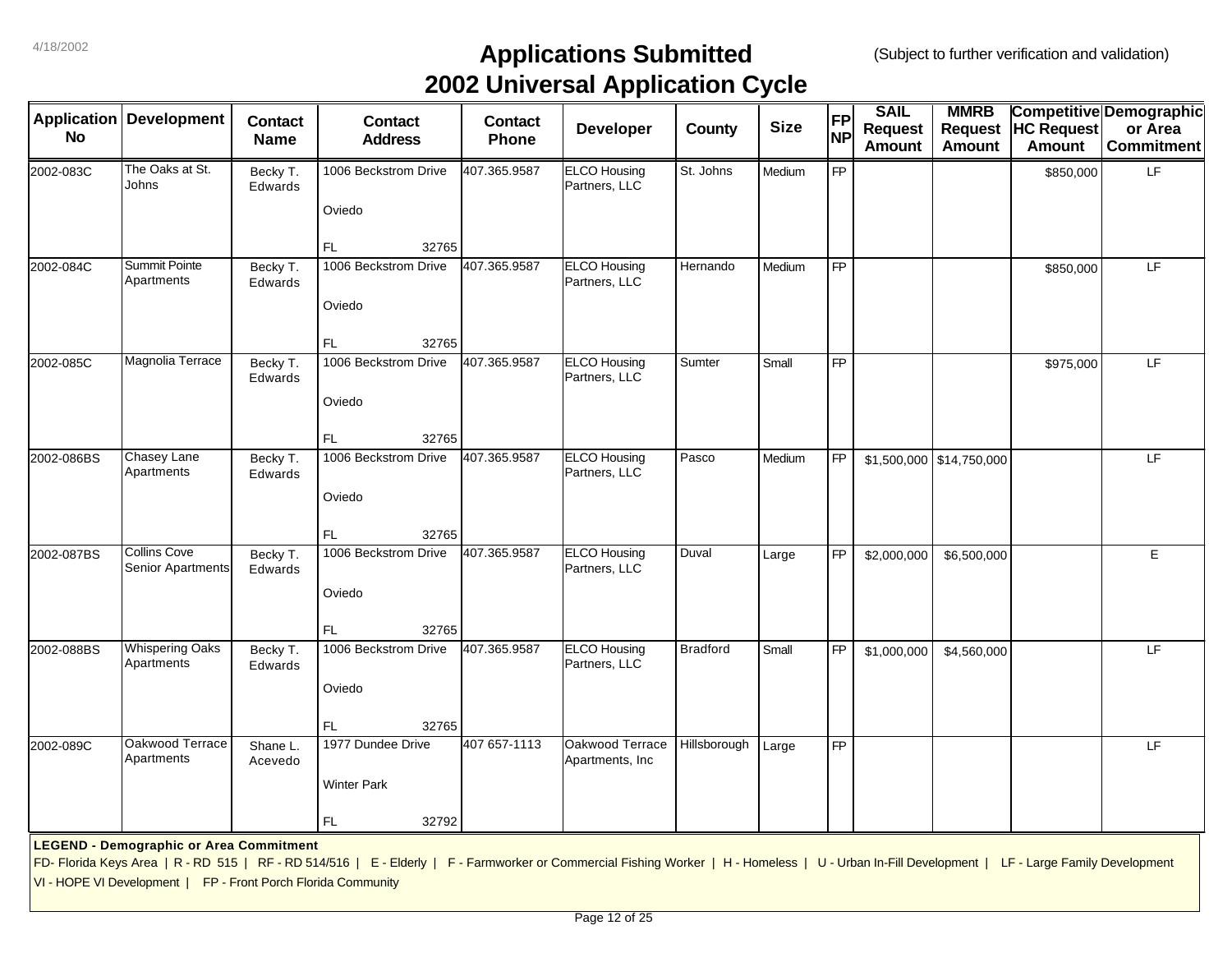# Applications Submitted
## 2002 Universal Application Cycle

4/18/2002

(Subject to further verification and validation)

| Application No | Development | Contact Name | Contact Address | Contact Phone | Developer | County | Size | FP NP | SAIL Request Amount | MMRB Request Amount | Competitive HC Request Amount | Demographic or Area Commitment |
|---|---|---|---|---|---|---|---|---|---|---|---|---|
| 2002-083C | The Oaks at St. Johns | Becky T. Edwards | 1006 Beckstrom Drive Oviedo FL 32765 | 407.365.9587 | ELCO Housing Partners, LLC | St. Johns | Medium | FP | | | $850,000 | LF |
| 2002-084C | Summit Pointe Apartments | Becky T. Edwards | 1006 Beckstrom Drive Oviedo FL 32765 | 407.365.9587 | ELCO Housing Partners, LLC | Hernando | Medium | FP | | | $850,000 | LF |
| 2002-085C | Magnolia Terrace | Becky T. Edwards | 1006 Beckstrom Drive Oviedo FL 32765 | 407.365.9587 | ELCO Housing Partners, LLC | Sumter | Small | FP | | | $975,000 | LF |
| 2002-086BS | Chasey Lane Apartments | Becky T. Edwards | 1006 Beckstrom Drive Oviedo FL 32765 | 407.365.9587 | ELCO Housing Partners, LLC | Pasco | Medium | FP | $1,500,000 | $14,750,000 | | LF |
| 2002-087BS | Collins Cove Senior Apartments | Becky T. Edwards | 1006 Beckstrom Drive Oviedo FL 32765 | 407.365.9587 | ELCO Housing Partners, LLC | Duval | Large | FP | $2,000,000 | $6,500,000 | | E |
| 2002-088BS | Whispering Oaks Apartments | Becky T. Edwards | 1006 Beckstrom Drive Oviedo FL 32765 | 407.365.9587 | ELCO Housing Partners, LLC | Bradford | Small | FP | $1,000,000 | $4,560,000 | | LF |
| 2002-089C | Oakwood Terrace Apartments | Shane L. Acevedo | 1977 Dundee Drive Winter Park FL 32792 | 407 657-1113 | Oakwood Terrace Apartments, Inc | Hillsborough | Large | FP | | | | LF |

**LEGEND - Demographic or Area Commitment**

FD- Florida Keys Area | R - RD 515 | RF - RD 514/516 | E - Elderly | F - Farmworker or Commercial Fishing Worker | H - Homeless | U - Urban In-Fill Development | LF - Large Family Development

VI - HOPE VI Development | FP - Front Porch Florida Community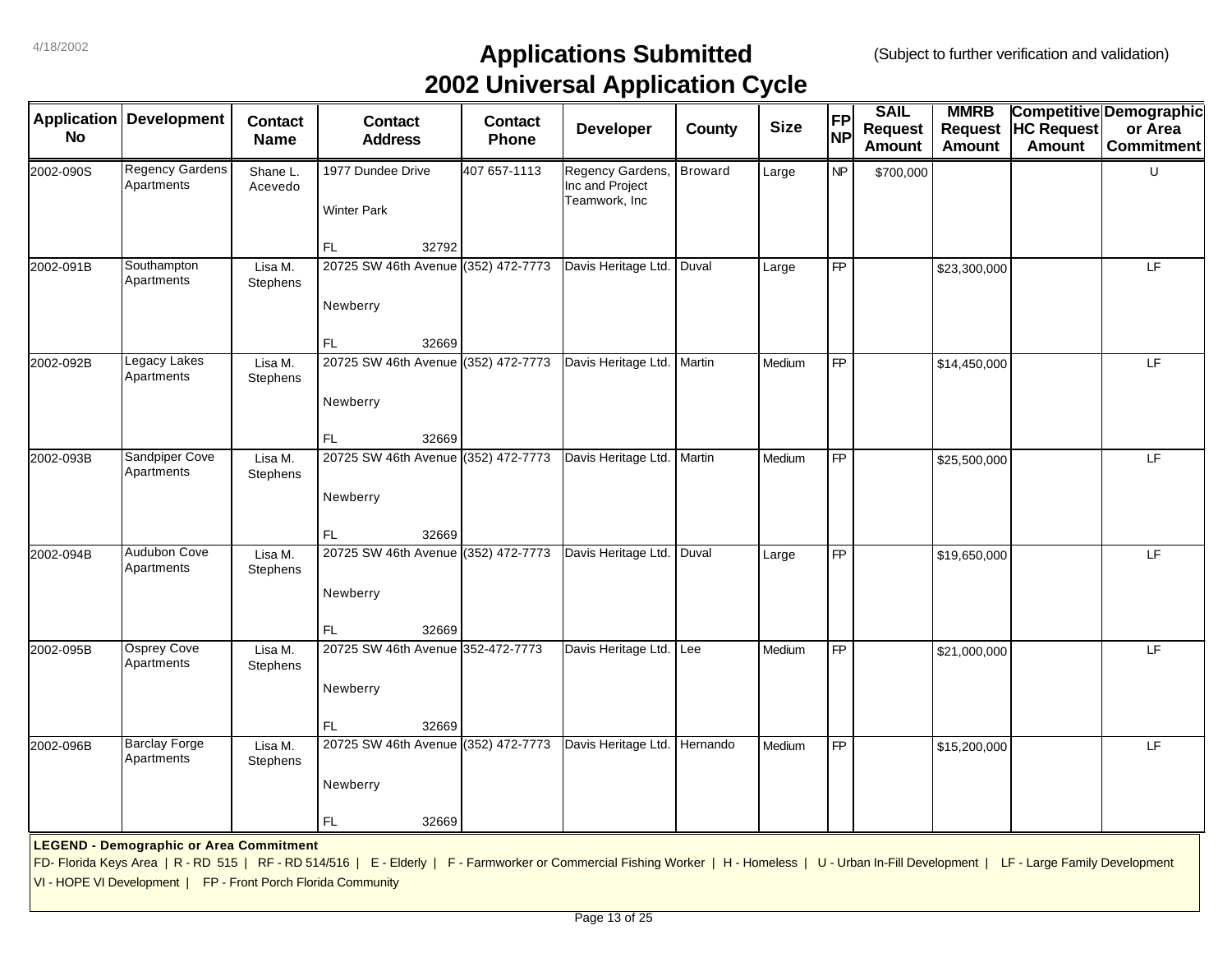# Applications Submitted
## 2002 Universal Application Cycle

4/18/2002

(Subject to further verification and validation)

| Application No | Development | Contact Name | Contact Address | Contact Phone | Developer | County | Size | FP NP | SAIL Request Amount | MMRB Request Amount | Competitive HC Request Amount | Demographic or Area Commitment |
|---|---|---|---|---|---|---|---|---|---|---|---|---|
| 2002-090S | Regency Gardens Apartments | Shane L. Acevedo | 1977 Dundee Drive Winter Park FL 32792 | 407 657-1113 | Regency Gardens, Inc and Project Teamwork, Inc | Broward | Large | NP | $700,000 | | | U |
| 2002-091B | Southampton Apartments | Lisa M. Stephens | 20725 SW 46th Avenue Newberry FL 32669 | (352) 472-7773 | Davis Heritage Ltd. | Duval | Large | FP | | $23,300,000 | | LF |
| 2002-092B | Legacy Lakes Apartments | Lisa M. Stephens | 20725 SW 46th Avenue Newberry FL 32669 | (352) 472-7773 | Davis Heritage Ltd. | Martin | Medium | FP | | $14,450,000 | | LF |
| 2002-093B | Sandpiper Cove Apartments | Lisa M. Stephens | 20725 SW 46th Avenue Newberry FL 32669 | (352) 472-7773 | Davis Heritage Ltd. | Martin | Medium | FP | | $25,500,000 | | LF |
| 2002-094B | Audubon Cove Apartments | Lisa M. Stephens | 20725 SW 46th Avenue Newberry FL 32669 | (352) 472-7773 | Davis Heritage Ltd. | Duval | Large | FP | | $19,650,000 | | LF |
| 2002-095B | Osprey Cove Apartments | Lisa M. Stephens | 20725 SW 46th Avenue Newberry FL 32669 | 352-472-7773 | Davis Heritage Ltd. | Lee | Medium | FP | | $21,000,000 | | LF |
| 2002-096B | Barclay Forge Apartments | Lisa M. Stephens | 20725 SW 46th Avenue Newberry FL 32669 | (352) 472-7773 | Davis Heritage Ltd. | Hernando | Medium | FP | | $15,200,000 | | LF |

**LEGEND - Demographic or Area Commitment**

FD- Florida Keys Area | R - RD 515 | RF - RD 514/516 | E - Elderly | F - Farmworker or Commercial Fishing Worker | H - Homeless | U - Urban In-Fill Development | LF - Large Family Development

VI - HOPE VI Development | FP - Front Porch Florida Community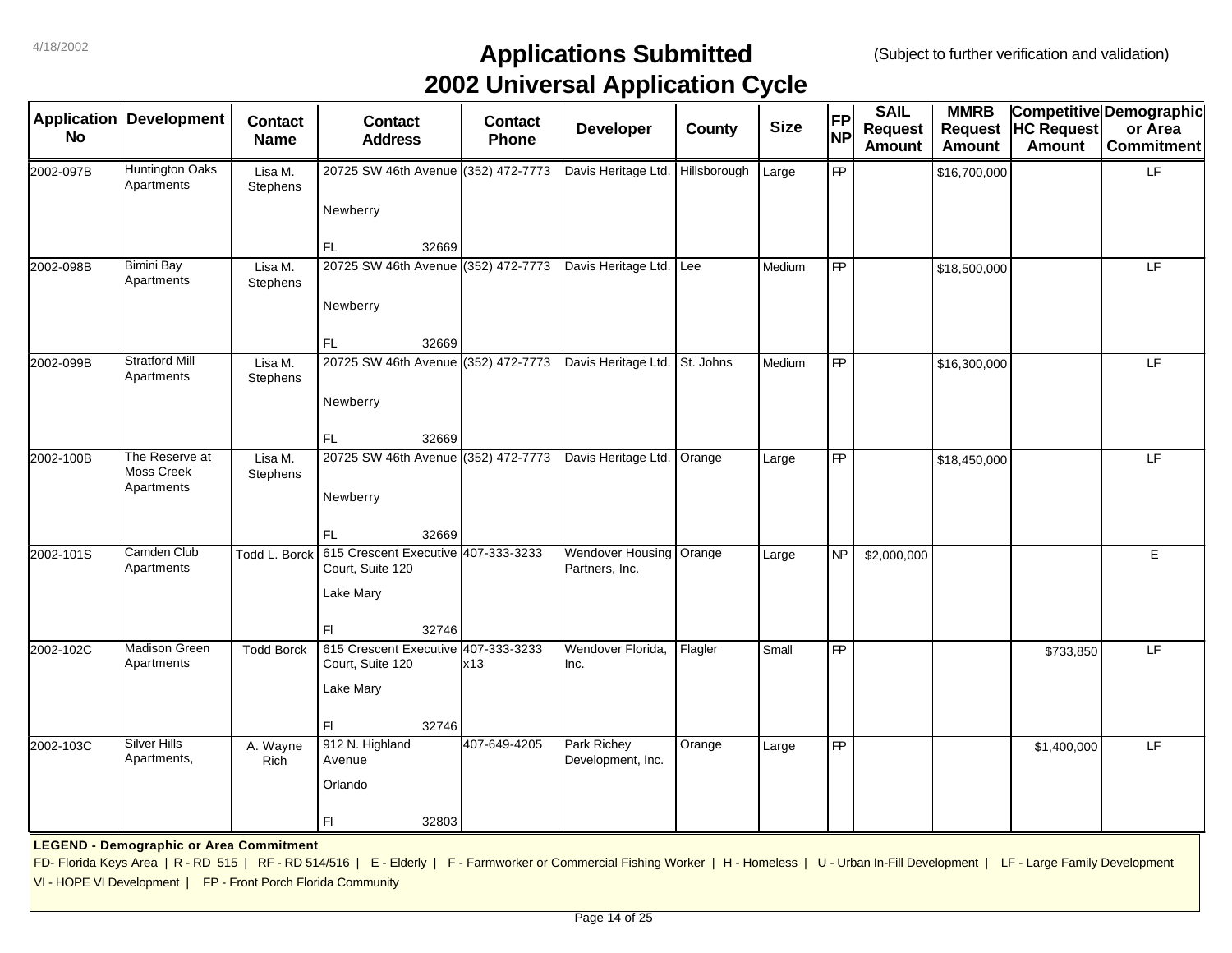4/18/2002

# Applications Submitted
# 2002 Universal Application Cycle

(Subject to further verification and validation)

| Application No | Development | Contact Name | Contact Address | Contact Phone | Developer | County | Size | FP NP | SAIL Request Amount | MMRB Request Amount | Competitive HC Request Amount | Demographic or Area Commitment |
|---|---|---|---|---|---|---|---|---|---|---|---|---|
| 2002-097B | Huntington Oaks Apartments | Lisa M. Stephens | 20725 SW 46th Avenue Newberry FL 32669 | (352) 472-7773 | Davis Heritage Ltd. | Hillsborough | Large | FP | | $16,700,000 | | LF |
| 2002-098B | Bimini Bay Apartments | Lisa M. Stephens | 20725 SW 46th Avenue Newberry FL 32669 | (352) 472-7773 | Davis Heritage Ltd. | Lee | Medium | FP | | $18,500,000 | | LF |
| 2002-099B | Stratford Mill Apartments | Lisa M. Stephens | 20725 SW 46th Avenue Newberry FL 32669 | (352) 472-7773 | Davis Heritage Ltd. | St. Johns | Medium | FP | | $16,300,000 | | LF |
| 2002-100B | The Reserve at Moss Creek Apartments | Lisa M. Stephens | 20725 SW 46th Avenue Newberry FL 32669 | (352) 472-7773 | Davis Heritage Ltd. | Orange | Large | FP | | $18,450,000 | | LF |
| 2002-101S | Camden Club Apartments | Todd L. Borck | 615 Crescent Executive Court, Suite 120 Lake Mary Fl 32746 | 407-333-3233 | Wendover Housing Partners, Inc. | Orange | Large | NP | $2,000,000 | | | E |
| 2002-102C | Madison Green Apartments | Todd Borck | 615 Crescent Executive Court, Suite 120 Lake Mary Fl 32746 | 407-333-3233 x13 | Wendover Florida, Inc. | Flagler | Small | FP | | | $733,850 | LF |
| 2002-103C | Silver Hills Apartments, | A. Wayne Rich | 912 N. Highland Avenue Orlando Fl 32803 | 407-649-4205 | Park Richey Development, Inc. | Orange | Large | FP | | | $1,400,000 | LF |

**LEGEND - Demographic or Area Commitment**

FD- Florida Keys Area | R - RD 515 | RF - RD 514/516 | E - Elderly | F - Farmworker or Commercial Fishing Worker | H - Homeless | U - Urban In-Fill Development | LF - Large Family Development

VI - HOPE VI Development | FP - Front Porch Florida Community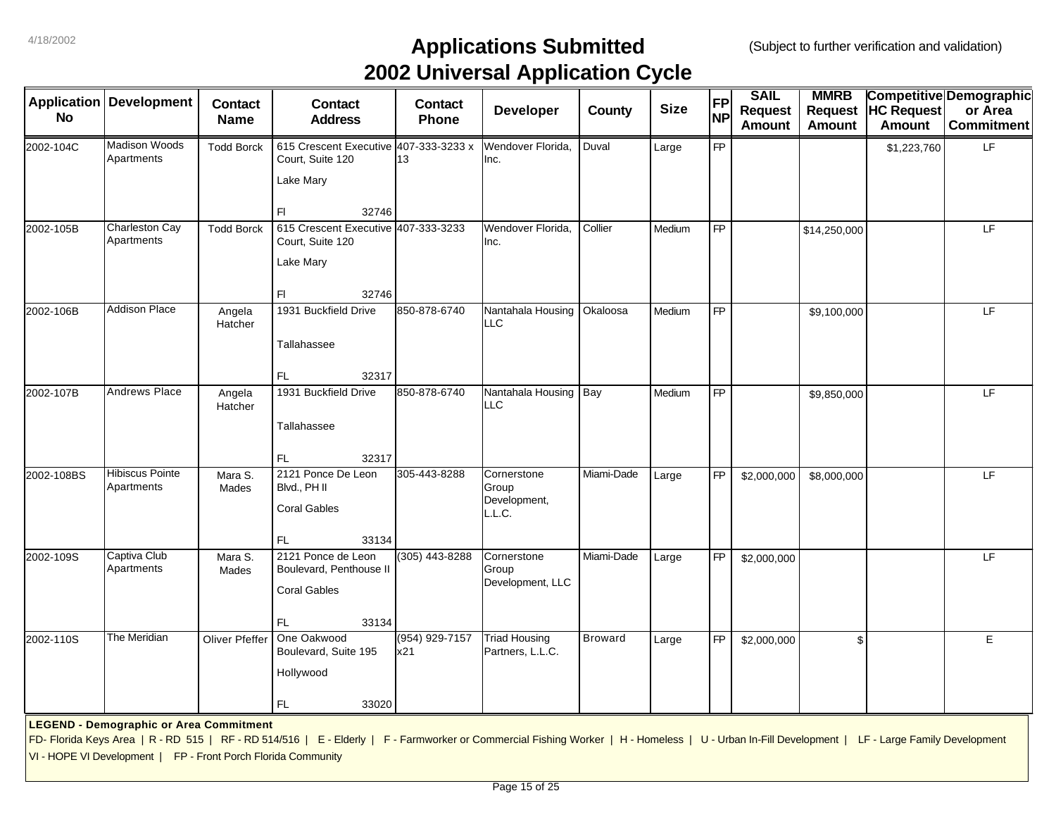4/18/2002

# Applications Submitted
# 2002 Universal Application Cycle

(Subject to further verification and validation)

| Application No | Development | Contact Name | Contact Address | Contact Phone | Developer | County | Size | FP NP | SAIL Request Amount | MMRB Request Amount | Competitive HC Request Amount | Demographic or Area Commitment |
|---|---|---|---|---|---|---|---|---|---|---|---|---|
| 2002-104C | Madison Woods Apartments | Todd Borck | 615 Crescent Executive Court, Suite 120 Lake Mary Fl 32746 | 407-333-3233 x 13 | Wendover Florida, Inc. | Duval | Large | FP | | | $1,223,760 | LF |
| 2002-105B | Charleston Cay Apartments | Todd Borck | 615 Crescent Executive Court, Suite 120 Lake Mary Fl 32746 | 407-333-3233 | Wendover Florida, Inc. | Collier | Medium | FP | | $14,250,000 | | LF |
| 2002-106B | Addison Place | Angela Hatcher | 1931 Buckfield Drive Tallahassee FL 32317 | 850-878-6740 | Nantahala Housing LLC | Okaloosa | Medium | FP | | $9,100,000 | | LF |
| 2002-107B | Andrews Place | Angela Hatcher | 1931 Buckfield Drive Tallahassee FL 32317 | 850-878-6740 | Nantahala Housing LLC | Bay | Medium | FP | | $9,850,000 | | LF |
| 2002-108BS | Hibiscus Pointe Apartments | Mara S. Mades | 2121 Ponce De Leon Blvd., PH II Coral Gables FL 33134 | 305-443-8288 | Cornerstone Group Development, L.L.C. | Miami-Dade | Large | FP | $2,000,000 | $8,000,000 | | LF |
| 2002-109S | Captiva Club Apartments | Mara S. Mades | 2121 Ponce de Leon Boulevard, Penthouse II Coral Gables FL 33134 | (305) 443-8288 | Cornerstone Group Development, LLC | Miami-Dade | Large | FP | $2,000,000 | | | LF |
| 2002-110S | The Meridian | Oliver Pfeffer | One Oakwood Boulevard, Suite 195 Hollywood FL 33020 | (954) 929-7157 x21 | Triad Housing Partners, L.L.C. | Broward | Large | FP | $2,000,000 | $ | | E |

**LEGEND - Demographic or Area Commitment**

FD- Florida Keys Area | R - RD 515 | RF - RD 514/516 | E - Elderly | F - Farmworker or Commercial Fishing Worker | H - Homeless | U - Urban In-Fill Development | LF - Large Family Development
VI - HOPE VI Development | FP - Front Porch Florida Community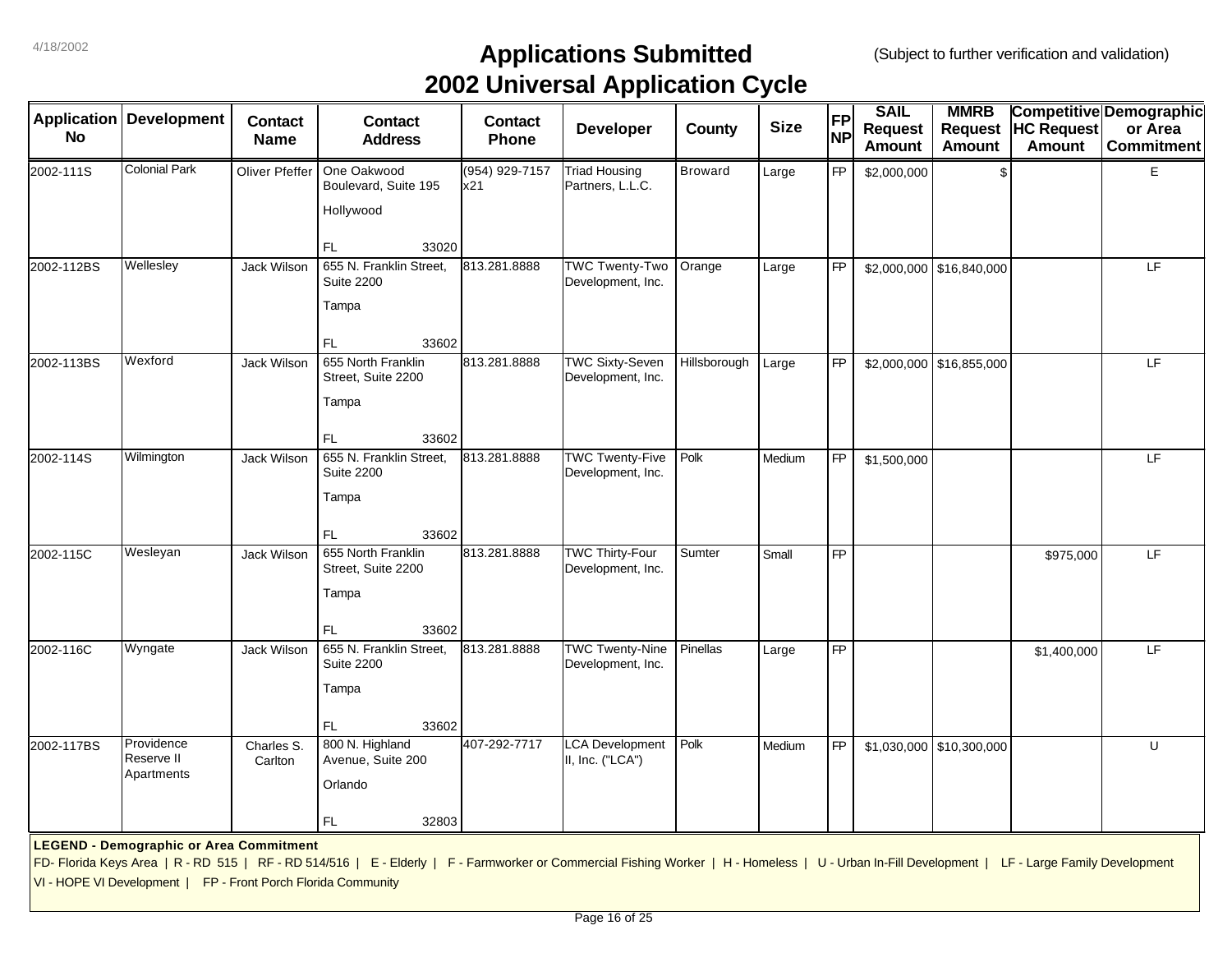# Applications Submitted
## 2002 Universal Application Cycle

(Subject to further verification and validation)

4/18/2002

| Application No | Development | Contact Name | Contact Address | Contact Phone | Developer | County | Size | FP NP | SAIL Request Amount | MMRB Request Amount | Competitive HC Request Amount | Demographic or Area Commitment |
|---|---|---|---|---|---|---|---|---|---|---|---|---|
| 2002-111S | Colonial Park | Oliver Pfeffer | One Oakwood Boulevard, Suite 195 Hollywood FL 33020 | (954) 929-7157 x21 | Triad Housing Partners, L.L.C. | Broward | Large | FP | $2,000,000 | $ | | E |
| 2002-112BS | Wellesley | Jack Wilson | 655 N. Franklin Street, Suite 2200 Tampa FL 33602 | 813.281.8888 | TWC Twenty-Two Development, Inc. | Orange | Large | FP | $2,000,000 | $16,840,000 | | LF |
| 2002-113BS | Wexford | Jack Wilson | 655 North Franklin Street, Suite 2200 Tampa FL 33602 | 813.281.8888 | TWC Sixty-Seven Development, Inc. | Hillsborough | Large | FP | $2,000,000 | $16,855,000 | | LF |
| 2002-114S | Wilmington | Jack Wilson | 655 N. Franklin Street, Suite 2200 Tampa FL 33602 | 813.281.8888 | TWC Twenty-Five Development, Inc. | Polk | Medium | FP | $1,500,000 | | | LF |
| 2002-115C | Wesleyan | Jack Wilson | 655 North Franklin Street, Suite 2200 Tampa FL 33602 | 813.281.8888 | TWC Thirty-Four Development, Inc. | Sumter | Small | FP | | | $975,000 | LF |
| 2002-116C | Wyngate | Jack Wilson | 655 N. Franklin Street, Suite 2200 Tampa FL 33602 | 813.281.8888 | TWC Twenty-Nine Development, Inc. | Pinellas | Large | FP | | | $1,400,000 | LF |
| 2002-117BS | Providence Reserve II Apartments | Charles S. Carlton | 800 N. Highland Avenue, Suite 200 Orlando FL 32803 | 407-292-7717 | LCA Development II, Inc. ("LCA") | Polk | Medium | FP | $1,030,000 | $10,300,000 | | U |

**LEGEND - Demographic or Area Commitment**

FD- Florida Keys Area | R - RD 515 | RF - RD 514/516 | E - Elderly | F - Farmworker or Commercial Fishing Worker | H - Homeless | U - Urban In-Fill Development | LF - Large Family Development

VI - HOPE VI Development | FP - Front Porch Florida Community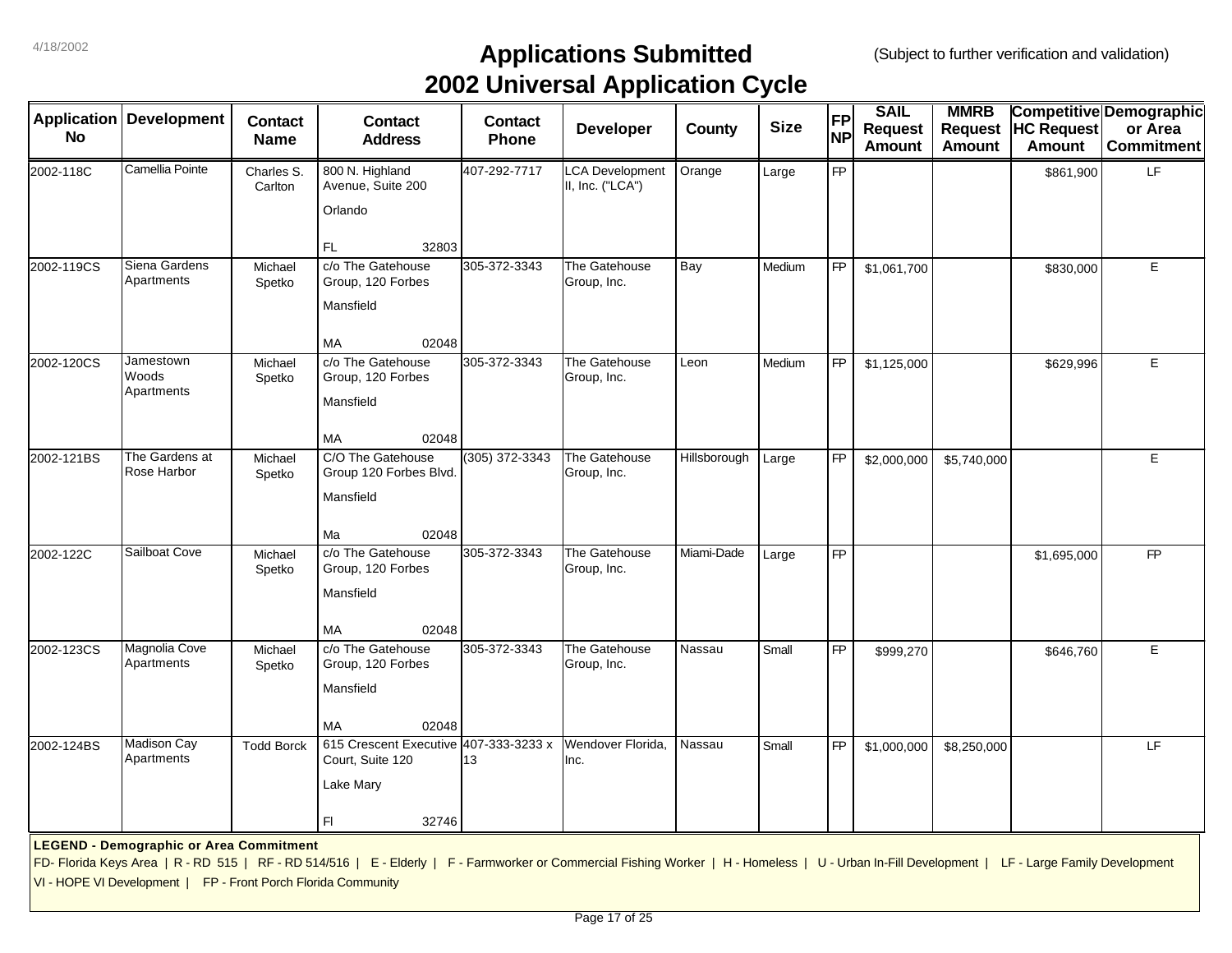4/18/2002

# Applications Submitted
# 2002 Universal Application Cycle

(Subject to further verification and validation)

| Application No | Development | Contact Name | Contact Address | Contact Phone | Developer | County | Size | FP NP | SAIL Request Amount | MMRB Request Amount | Competitive HC Request Amount | Demographic or Area Commitment |
|---|---|---|---|---|---|---|---|---|---|---|---|---|
| 2002-118C | Camellia Pointe | Charles S. Carlton | 800 N. Highland Avenue, Suite 200 Orlando FL 32803 | 407-292-7717 | LCA Development II, Inc. ("LCA") | Orange | Large | FP | | | $861,900 | LF |
| 2002-119CS | Siena Gardens Apartments | Michael Spetko | c/o The Gatehouse Group, 120 Forbes Mansfield MA 02048 | 305-372-3343 | The Gatehouse Group, Inc. | Bay | Medium | FP | $1,061,700 | | $830,000 | E |
| 2002-120CS | Jamestown Woods Apartments | Michael Spetko | c/o The Gatehouse Group, 120 Forbes Mansfield MA 02048 | 305-372-3343 | The Gatehouse Group, Inc. | Leon | Medium | FP | $1,125,000 | | $629,996 | E |
| 2002-121BS | The Gardens at Rose Harbor | Michael Spetko | C/O The Gatehouse Group 120 Forbes Blvd. Mansfield Ma 02048 | (305) 372-3343 | The Gatehouse Group, Inc. | Hillsborough | Large | FP | $2,000,000 | $5,740,000 | | E |
| 2002-122C | Sailboat Cove | Michael Spetko | c/o The Gatehouse Group, 120 Forbes Mansfield MA 02048 | 305-372-3343 | The Gatehouse Group, Inc. | Miami-Dade | Large | FP | | | $1,695,000 | FP |
| 2002-123CS | Magnolia Cove Apartments | Michael Spetko | c/o The Gatehouse Group, 120 Forbes Mansfield MA 02048 | 305-372-3343 | The Gatehouse Group, Inc. | Nassau | Small | FP | $999,270 | | $646,760 | E |
| 2002-124BS | Madison Cay Apartments | Todd Borck | 615 Crescent Executive Court, Suite 120 Lake Mary Fl 32746 | 407-333-3233 x 13 | Wendover Florida, Inc. | Nassau | Small | FP | $1,000,000 | $8,250,000 | | LF |

**LEGEND - Demographic or Area Commitment**

FD- Florida Keys Area | R - RD 515 | RF - RD 514/516 | E - Elderly | F - Farmworker or Commercial Fishing Worker | H - Homeless | U - Urban In-Fill Development | LF - Large Family Development

VI - HOPE VI Development | FP - Front Porch Florida Community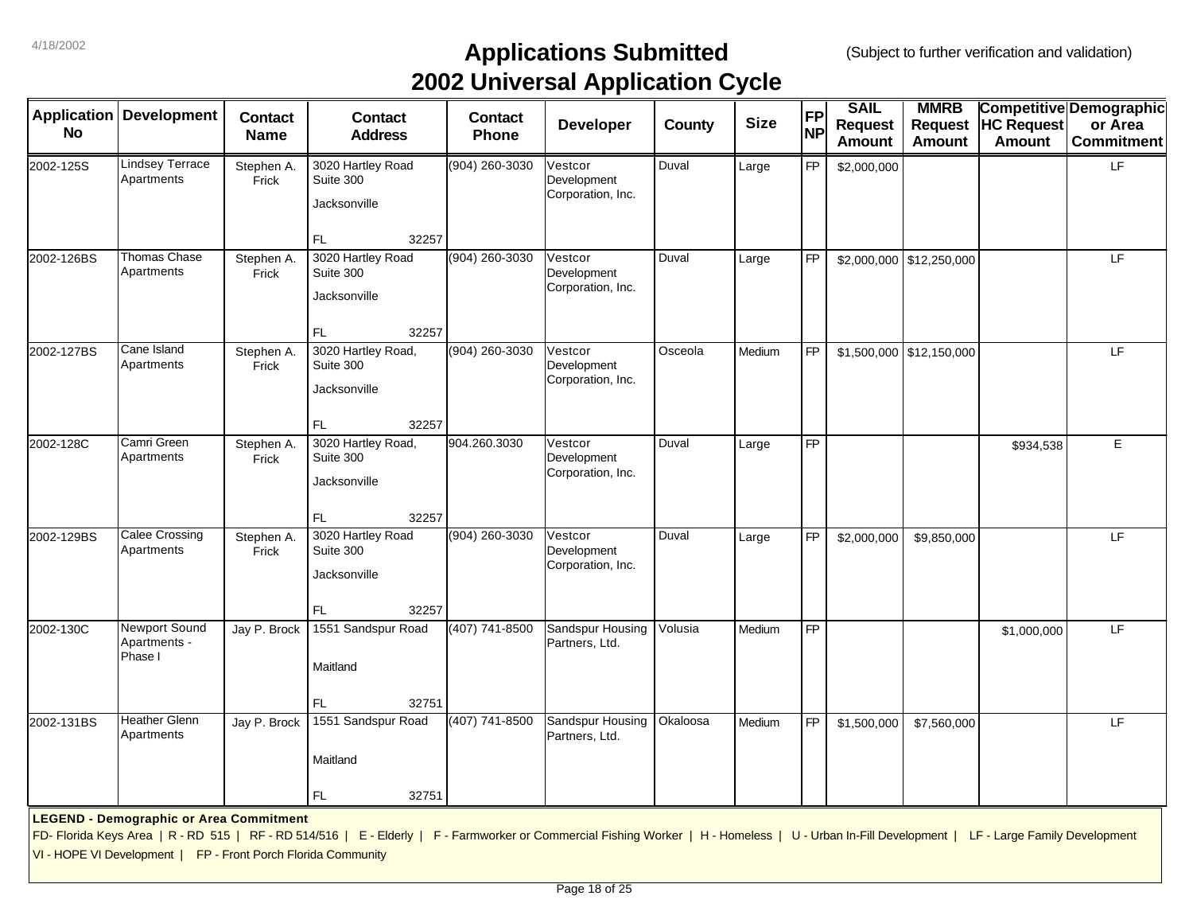4/18/2002

# Applications Submitted
## 2002 Universal Application Cycle

(Subject to further verification and validation)

| Application No | Development | Contact Name | Contact Address | Contact Phone | Developer | County | Size | FP NP | SAIL Request Amount | MMRB Request Amount | Competitive HC Request Amount | Demographic or Area Commitment |
|---|---|---|---|---|---|---|---|---|---|---|---|---|
| 2002-125S | Lindsey Terrace Apartments | Stephen A. Frick | 3020 Hartley Road Suite 300 Jacksonville FL 32257 | (904) 260-3030 | Vestcor Development Corporation, Inc. | Duval | Large | FP | $2,000,000 | | | LF |
| 2002-126BS | Thomas Chase Apartments | Stephen A. Frick | 3020 Hartley Road Suite 300 Jacksonville FL 32257 | (904) 260-3030 | Vestcor Development Corporation, Inc. | Duval | Large | FP | $2,000,000 | $12,250,000 | | LF |
| 2002-127BS | Cane Island Apartments | Stephen A. Frick | 3020 Hartley Road, Suite 300 Jacksonville FL 32257 | (904) 260-3030 | Vestcor Development Corporation, Inc. | Osceola | Medium | FP | $1,500,000 | $12,150,000 | | LF |
| 2002-128C | Camri Green Apartments | Stephen A. Frick | 3020 Hartley Road, Suite 300 Jacksonville FL 32257 | 904.260.3030 | Vestcor Development Corporation, Inc. | Duval | Large | FP | | | $934,538 | E |
| 2002-129BS | Calee Crossing Apartments | Stephen A. Frick | 3020 Hartley Road Suite 300 Jacksonville FL 32257 | (904) 260-3030 | Vestcor Development Corporation, Inc. | Duval | Large | FP | $2,000,000 | $9,850,000 | | LF |
| 2002-130C | Newport Sound Apartments - Phase I | Jay P. Brock | 1551 Sandspur Road Maitland FL 32751 | (407) 741-8500 | Sandspur Housing Partners, Ltd. | Volusia | Medium | FP | | | $1,000,000 | LF |
| 2002-131BS | Heather Glenn Apartments | Jay P. Brock | 1551 Sandspur Road Maitland FL 32751 | (407) 741-8500 | Sandspur Housing Partners, Ltd. | Okaloosa | Medium | FP | $1,500,000 | $7,560,000 | | LF |

**LEGEND - Demographic or Area Commitment**

FD- Florida Keys Area | R - RD 515 | RF - RD 514/516 | E - Elderly | F - Farmworker or Commercial Fishing Worker | H - Homeless | U - Urban In-Fill Development | LF - Large Family Development

VI - HOPE VI Development | FP - Front Porch Florida Community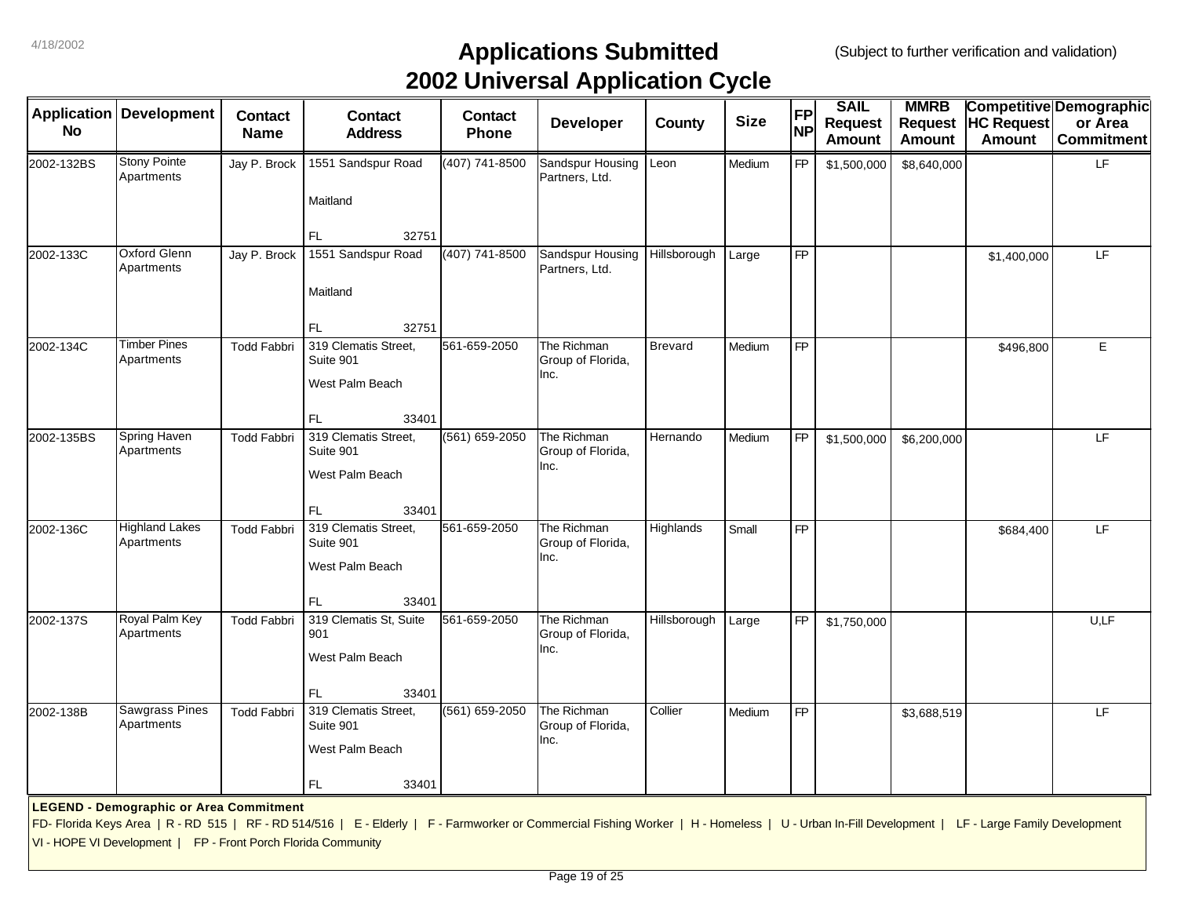4/18/2002

# Applications Submitted
# 2002 Universal Application Cycle

(Subject to further verification and validation)

| Application No | Development | Contact Name | Contact Address | Contact Phone | Developer | County | Size | FP NP | SAIL Request Amount | MMRB Request Amount | Competitive HC Request Amount | Demographic or Area Commitment |
|---|---|---|---|---|---|---|---|---|---|---|---|---|
| 2002-132BS | Stony Pointe Apartments | Jay P. Brock | 1551 Sandspur Road Maitland FL 32751 | (407) 741-8500 | Sandspur Housing Partners, Ltd. | Leon | Medium | FP | $1,500,000 | $8,640,000 | | LF |
| 2002-133C | Oxford Glenn Apartments | Jay P. Brock | 1551 Sandspur Road Maitland FL 32751 | (407) 741-8500 | Sandspur Housing Partners, Ltd. | Hillsborough | Large | FP | | | $1,400,000 | LF |
| 2002-134C | Timber Pines Apartments | Todd Fabbri | 319 Clematis Street, Suite 901 West Palm Beach FL 33401 | 561-659-2050 | The Richman Group of Florida, Inc. | Brevard | Medium | FP | | | $496,800 | E |
| 2002-135BS | Spring Haven Apartments | Todd Fabbri | 319 Clematis Street, Suite 901 West Palm Beach FL 33401 | (561) 659-2050 | The Richman Group of Florida, Inc. | Hernando | Medium | FP | $1,500,000 | $6,200,000 | | LF |
| 2002-136C | Highland Lakes Apartments | Todd Fabbri | 319 Clematis Street, Suite 901 West Palm Beach FL 33401 | 561-659-2050 | The Richman Group of Florida, Inc. | Highlands | Small | FP | | | $684,400 | LF |
| 2002-137S | Royal Palm Key Apartments | Todd Fabbri | 319 Clematis St, Suite 901 West Palm Beach FL 33401 | 561-659-2050 | The Richman Group of Florida, Inc. | Hillsborough | Large | FP | $1,750,000 | | | U,LF |
| 2002-138B | Sawgrass Pines Apartments | Todd Fabbri | 319 Clematis Street, Suite 901 West Palm Beach FL 33401 | (561) 659-2050 | The Richman Group of Florida, Inc. | Collier | Medium | FP | | $3,688,519 | | LF |

**LEGEND - Demographic or Area Commitment**

FD- Florida Keys Area | R - RD 515 | RF - RD 514/516 | E - Elderly | F - Farmworker or Commercial Fishing Worker | H - Homeless | U - Urban In-Fill Development | LF - Large Family Development

VI - HOPE VI Development | FP - Front Porch Florida Community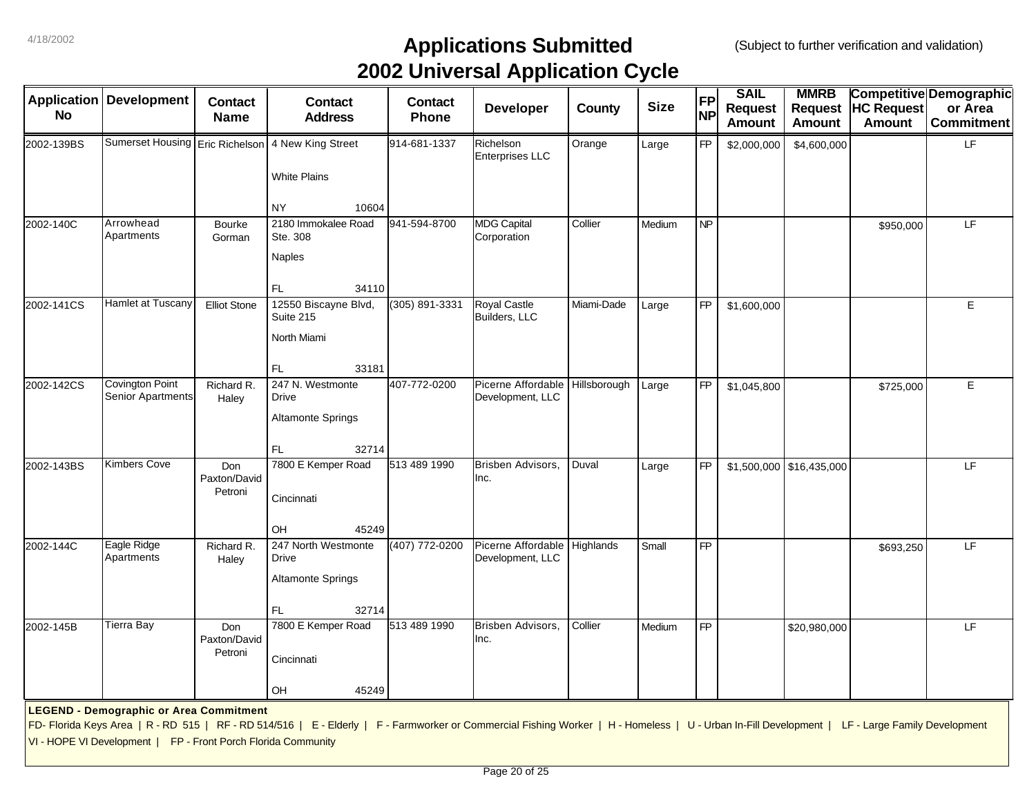4/18/2002

# Applications Submitted
# 2002 Universal Application Cycle

(Subject to further verification and validation)

| Application No | Development | Contact Name | Contact Address | Contact Phone | Developer | County | Size | FP NP | SAIL Request Amount | MMRB Request Amount | Competitive HC Request Amount | Demographic or Area Commitment |
|---|---|---|---|---|---|---|---|---|---|---|---|---|
| 2002-139BS | Sumerset Housing | Eric Richelson | 4 New King Street<br>White Plains<br>NY 10604 | 914-681-1337 | Richelson Enterprises LLC | Orange | Large | FP | $2,000,000 | $4,600,000 | | LF |
| 2002-140C | Arrowhead Apartments | Bourke Gorman | 2180 Immokalee Road Ste. 308<br>Naples<br>FL 34110 | 941-594-8700 | MDG Capital Corporation | Collier | Medium | NP | | | $950,000 | LF |
| 2002-141CS | Hamlet at Tuscany | Elliot Stone | 12550 Biscayne Blvd, Suite 215<br>North Miami<br>FL 33181 | (305) 891-3331 | Royal Castle Builders, LLC | Miami-Dade | Large | FP | $1,600,000 | | | E |
| 2002-142CS | Covington Point Senior Apartments | Richard R. Haley | 247 N. Westmonte Drive<br>Altamonte Springs<br>FL 32714 | 407-772-0200 | Picerne Affordable Development, LLC | Hillsborough | Large | FP | $1,045,800 | | $725,000 | E |
| 2002-143BS | Kimbers Cove | Don Paxton/David Petroni | 7800 E Kemper Road<br>Cincinnati<br>OH 45249 | 513 489 1990 | Brisben Advisors, Inc. | Duval | Large | FP | $1,500,000 | $16,435,000 | | LF |
| 2002-144C | Eagle Ridge Apartments | Richard R. Haley | 247 North Westmonte Drive<br>Altamonte Springs<br>FL 32714 | (407) 772-0200 | Picerne Affordable Development, LLC | Highlands | Small | FP | | | $693,250 | LF |
| 2002-145B | Tierra Bay | Don Paxton/David Petroni | 7800 E Kemper Road<br>Cincinnati<br>OH 45249 | 513 489 1990 | Brisben Advisors, Inc. | Collier | Medium | FP | | $20,980,000 | | LF |

**LEGEND - Demographic or Area Commitment**

FD- Florida Keys Area | R - RD 515 | RF - RD 514/516 | E - Elderly | F - Farmworker or Commercial Fishing Worker | H - Homeless | U - Urban In-Fill Development | LF - Large Family Development
VI - HOPE VI Development | FP - Front Porch Florida Community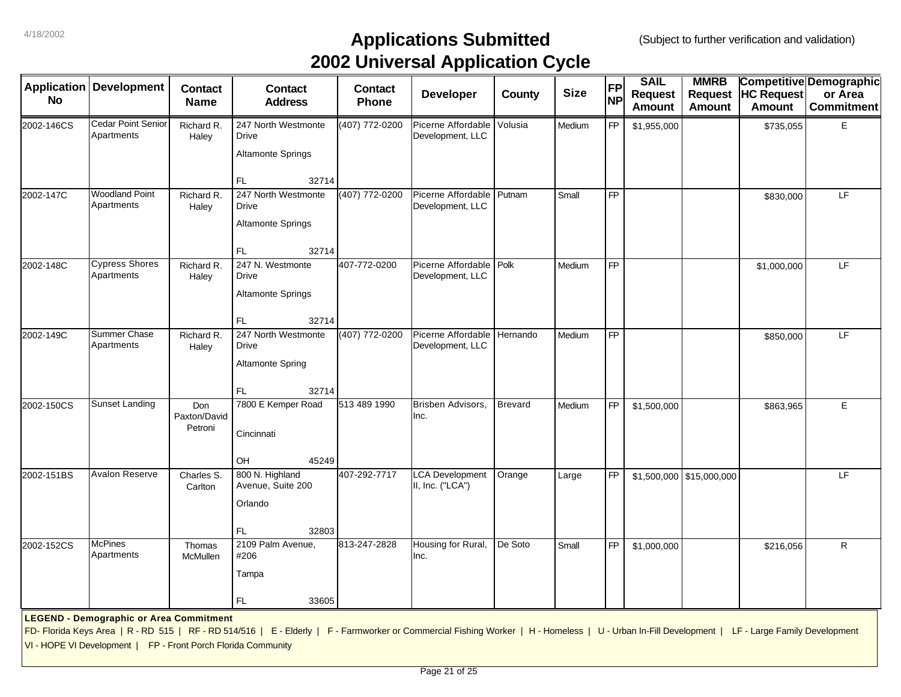# Applications Submitted
# 2002 Universal Application Cycle

(Subject to further verification and validation)

| Application No | Development | Contact Name | Contact Address | Contact Phone | Developer | County | Size | FP NP | SAIL Request Amount | MMRB Request Amount | Competitive HC Request Amount | Demographic or Area Commitment |
|---|---|---|---|---|---|---|---|---|---|---|---|---|
| 2002-146CS | Cedar Point Senior Apartments | Richard R. Haley | 247 North Westmonte Drive Altamonte Springs FL 32714 | (407) 772-0200 | Picerne Affordable Development, LLC | Volusia | Medium | FP | $1,955,000 | | $735,055 | E |
| 2002-147C | Woodland Point Apartments | Richard R. Haley | 247 North Westmonte Drive Altamonte Springs FL 32714 | (407) 772-0200 | Picerne Affordable Development, LLC | Putnam | Small | FP | | | $830,000 | LF |
| 2002-148C | Cypress Shores Apartments | Richard R. Haley | 247 N. Westmonte Drive Altamonte Springs FL 32714 | 407-772-0200 | Picerne Affordable Development, LLC | Polk | Medium | FP | | | $1,000,000 | LF |
| 2002-149C | Summer Chase Apartments | Richard R. Haley | 247 North Westmonte Drive Altamonte Spring FL 32714 | (407) 772-0200 | Picerne Affordable Development, LLC | Hernando | Medium | FP | | | $850,000 | LF |
| 2002-150CS | Sunset Landing | Don Paxton/David Petroni | 7800 E Kemper Road Cincinnati OH 45249 | 513 489 1990 | Brisben Advisors, Inc. | Brevard | Medium | FP | $1,500,000 | | $863,965 | E |
| 2002-151BS | Avalon Reserve | Charles S. Carlton | 800 N. Highland Avenue, Suite 200 Orlando FL 32803 | 407-292-7717 | LCA Development II, Inc. ("LCA") | Orange | Large | FP | $1,500,000 | $15,000,000 | | LF |
| 2002-152CS | McPines Apartments | Thomas McMullen | 2109 Palm Avenue, #206 Tampa FL 33605 | 813-247-2828 | Housing for Rural, Inc. | De Soto | Small | FP | $1,000,000 | | $216,056 | R |

**LEGEND - Demographic or Area Commitment**

FD- Florida Keys Area | R - RD 515 | RF - RD 514/516 | E - Elderly | F - Farmworker or Commercial Fishing Worker | H - Homeless | U - Urban In-Fill Development | LF - Large Family Development
VI - HOPE VI Development | FP - Front Porch Florida Community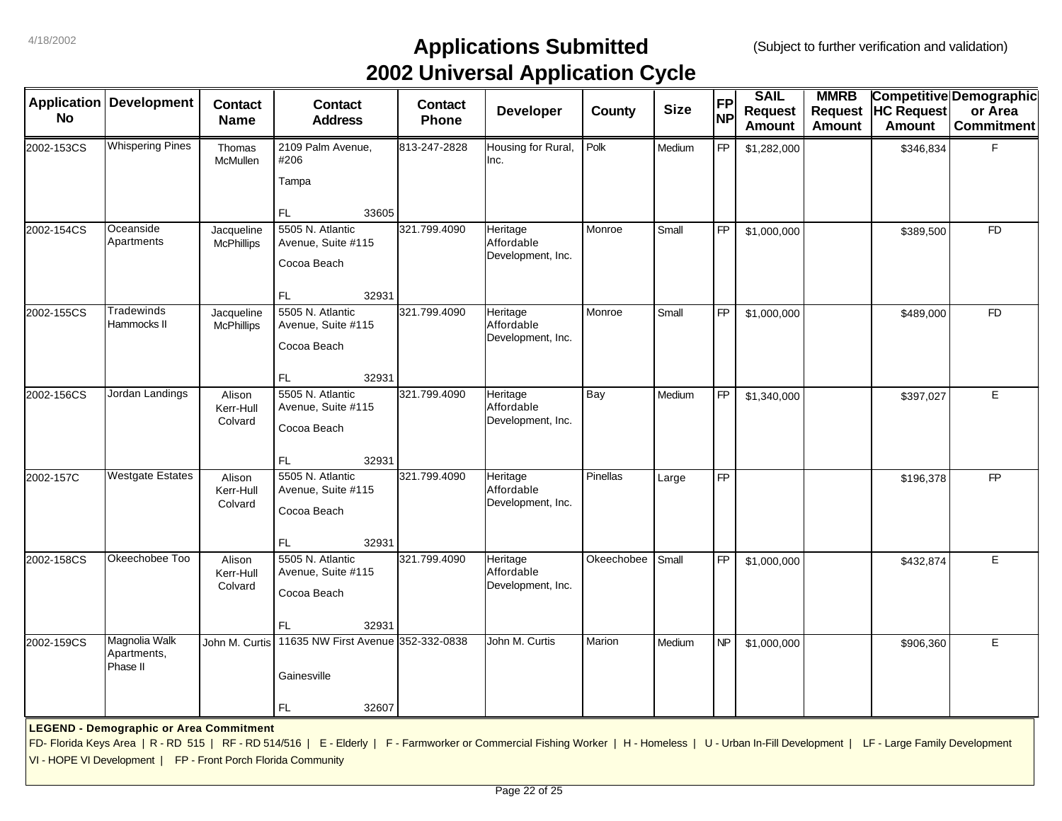# Applications Submitted
## 2002 Universal Application Cycle

4/18/2002

(Subject to further verification and validation)

| Application No | Development | Contact Name | Contact Address | Contact Phone | Developer | County | Size | FP NP | SAIL Request Amount | MMRB Request Amount | Competitive HC Request Amount | Demographic or Area Commitment |
|---|---|---|---|---|---|---|---|---|---|---|---|---|
| 2002-153CS | Whispering Pines | Thomas McMullen | 2109 Palm Avenue, #206 Tampa FL 33605 | 813-247-2828 | Housing for Rural, Inc. | Polk | Medium | FP | $1,282,000 | | $346,834 | F |
| 2002-154CS | Oceanside Apartments | Jacqueline McPhillips | 5505 N. Atlantic Avenue, Suite #115 Cocoa Beach FL 32931 | 321.799.4090 | Heritage Affordable Development, Inc. | Monroe | Small | FP | $1,000,000 | | $389,500 | FD |
| 2002-155CS | Tradewinds Hammocks II | Jacqueline McPhillips | 5505 N. Atlantic Avenue, Suite #115 Cocoa Beach FL 32931 | 321.799.4090 | Heritage Affordable Development, Inc. | Monroe | Small | FP | $1,000,000 | | $489,000 | FD |
| 2002-156CS | Jordan Landings | Alison Kerr-Hull Colvard | 5505 N. Atlantic Avenue, Suite #115 Cocoa Beach FL 32931 | 321.799.4090 | Heritage Affordable Development, Inc. | Bay | Medium | FP | $1,340,000 | | $397,027 | E |
| 2002-157C | Westgate Estates | Alison Kerr-Hull Colvard | 5505 N. Atlantic Avenue, Suite #115 Cocoa Beach FL 32931 | 321.799.4090 | Heritage Affordable Development, Inc. | Pinellas | Large | FP | | | $196,378 | FP |
| 2002-158CS | Okeechobee Too | Alison Kerr-Hull Colvard | 5505 N. Atlantic Avenue, Suite #115 Cocoa Beach FL 32931 | 321.799.4090 | Heritage Affordable Development, Inc. | Okeechobee | Small | FP | $1,000,000 | | $432,874 | E |
| 2002-159CS | Magnolia Walk Apartments, Phase II | John M. Curtis | 11635 NW First Avenue Gainesville FL 32607 | 352-332-0838 | John M. Curtis | Marion | Medium | NP | $1,000,000 | | $906,360 | E |

**LEGEND - Demographic or Area Commitment**

FD- Florida Keys Area | R - RD 515 | RF - RD 514/516 | E - Elderly | F - Farmworker or Commercial Fishing Worker | H - Homeless | U - Urban In-Fill Development | LF - Large Family Development

VI - HOPE VI Development | FP - Front Porch Florida Community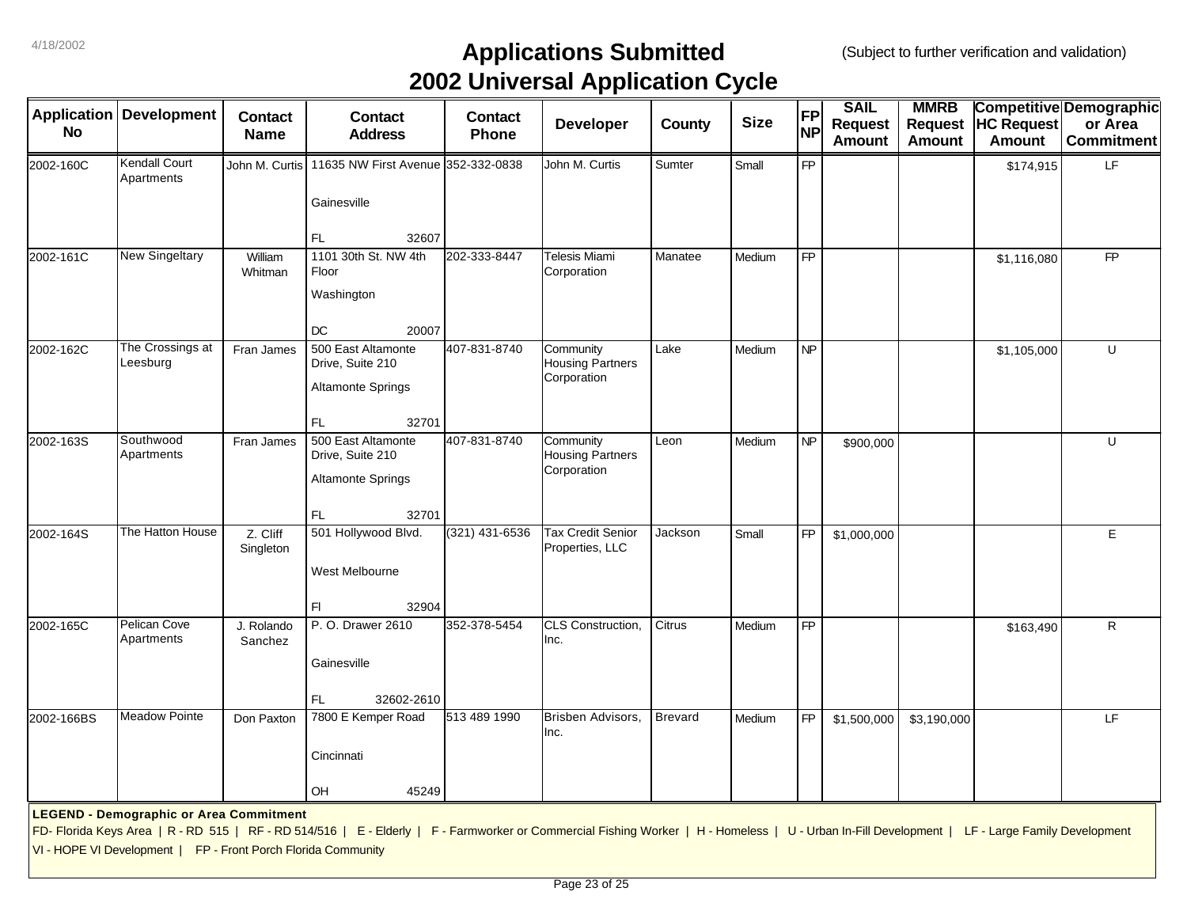# Applications Submitted
## 2002 Universal Application Cycle

(Subject to further verification and validation)

| Application No | Development | Contact Name | Contact Address | Contact Phone | Developer | County | Size | FP NP | SAIL Request Amount | MMRB Request Amount | Competitive HC Request Amount | Demographic or Area Commitment |
|---|---|---|---|---|---|---|---|---|---|---|---|---|
| 2002-160C | Kendall Court Apartments | John M. Curtis | 11635 NW First Avenue Gainesville FL 32607 | 352-332-0838 | John M. Curtis | Sumter | Small | FP | | | $174,915 | LF |
| 2002-161C | New Singeltary | William Whitman | 1101 30th St. NW 4th Floor Washington DC 20007 | 202-333-8447 | Telesis Miami Corporation | Manatee | Medium | FP | | | $1,116,080 | FP |
| 2002-162C | The Crossings at Leesburg | Fran James | 500 East Altamonte Drive, Suite 210 Altamonte Springs FL 32701 | 407-831-8740 | Community Housing Partners Corporation | Lake | Medium | NP | | | $1,105,000 | U |
| 2002-163S | Southwood Apartments | Fran James | 500 East Altamonte Drive, Suite 210 Altamonte Springs FL 32701 | 407-831-8740 | Community Housing Partners Corporation | Leon | Medium | NP | $900,000 | | | U |
| 2002-164S | The Hatton House | Z. Cliff Singleton | 501 Hollywood Blvd. West Melbourne Fl 32904 | (321) 431-6536 | Tax Credit Senior Properties, LLC | Jackson | Small | FP | $1,000,000 | | | E |
| 2002-165C | Pelican Cove Apartments | J. Rolando Sanchez | P. O. Drawer 2610 Gainesville FL 32602-2610 | 352-378-5454 | CLS Construction, Inc. | Citrus | Medium | FP | | | $163,490 | R |
| 2002-166BS | Meadow Pointe | Don Paxton | 7800 E Kemper Road Cincinnati OH 45249 | 513 489 1990 | Brisben Advisors, Inc. | Brevard | Medium | FP | $1,500,000 | $3,190,000 | | LF |

**LEGEND - Demographic or Area Commitment**

FD- Florida Keys Area | R - RD 515 | RF - RD 514/516 | E - Elderly | F - Farmworker or Commercial Fishing Worker | H - Homeless | U - Urban In-Fill Development | LF - Large Family Development

VI - HOPE VI Development | FP - Front Porch Florida Community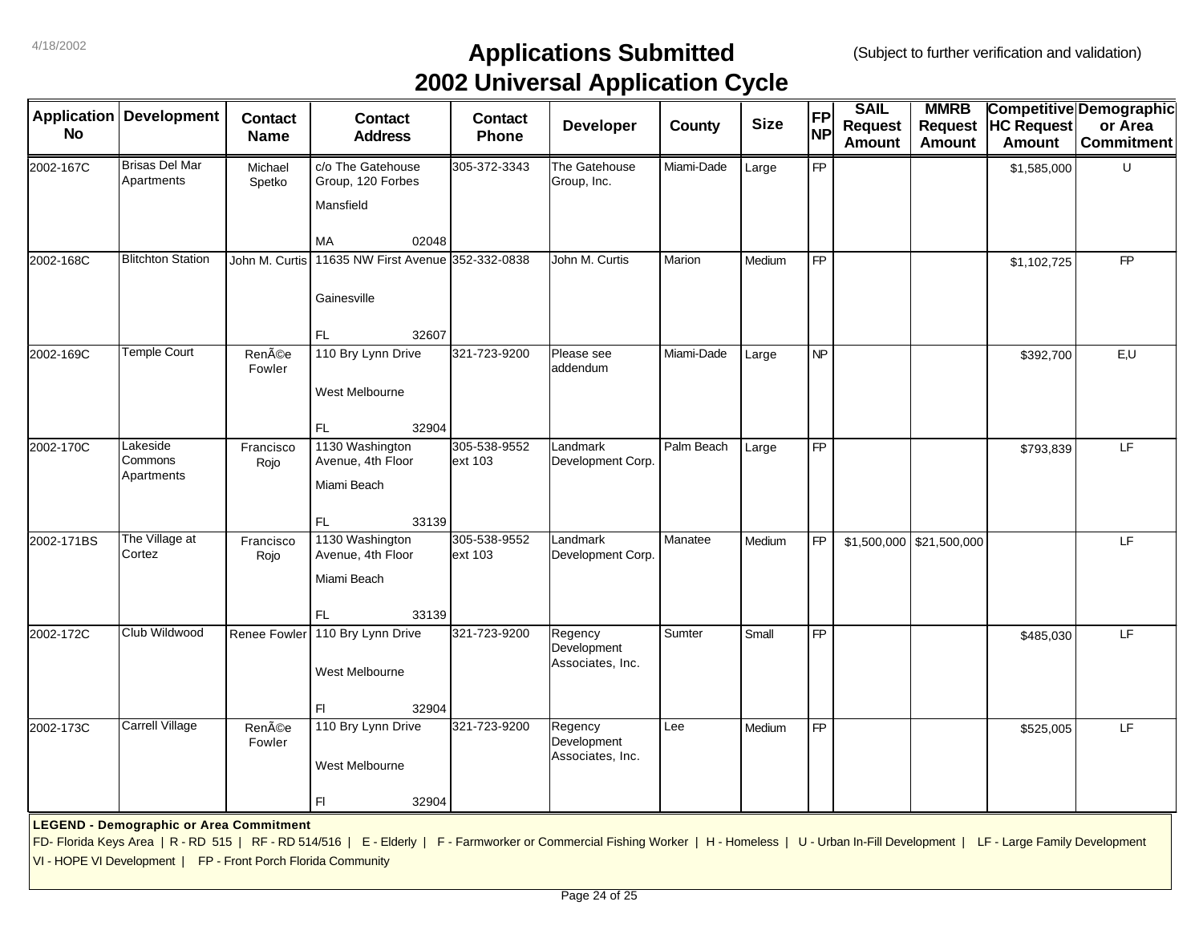4/18/2002

# Applications Submitted
# 2002 Universal Application Cycle

(Subject to further verification and validation)

| Application No | Development | Contact Name | Contact Address | Contact Phone | Developer | County | Size | FP NP | SAIL Request Amount | MMRB Request Amount | Competitive HC Request Amount | Demographic or Area Commitment |
|---|---|---|---|---|---|---|---|---|---|---|---|---|
| 2002-167C | Brisas Del Mar Apartments | Michael Spetko | c/o The Gatehouse Group, 120 Forbes Mansfield MA 02048 | 305-372-3343 | The Gatehouse Group, Inc. | Miami-Dade | Large | FP | | | $1,585,000 | U |
| 2002-168C | Blitchton Station | John M. Curtis | 11635 NW First Avenue Gainesville FL 32607 | 352-332-0838 | John M. Curtis | Marion | Medium | FP | | | $1,102,725 | FP |
| 2002-169C | Temple Court | RenÃ©e Fowler | 110 Bry Lynn Drive West Melbourne FL 32904 | 321-723-9200 | Please see addendum | Miami-Dade | Large | NP | | | $392,700 | E,U |
| 2002-170C | Lakeside Commons Apartments | Francisco Rojo | 1130 Washington Avenue, 4th Floor Miami Beach FL 33139 | 305-538-9552 ext 103 | Landmark Development Corp. | Palm Beach | Large | FP | | | $793,839 | LF |
| 2002-171BS | The Village at Cortez | Francisco Rojo | 1130 Washington Avenue, 4th Floor Miami Beach FL 33139 | 305-538-9552 ext 103 | Landmark Development Corp. | Manatee | Medium | FP | $1,500,000 | $21,500,000 | | LF |
| 2002-172C | Club Wildwood | Renee Fowler | 110 Bry Lynn Drive West Melbourne Fl 32904 | 321-723-9200 | Regency Development Associates, Inc. | Sumter | Small | FP | | | $485,030 | LF |
| 2002-173C | Carrell Village | RenÃ©e Fowler | 110 Bry Lynn Drive West Melbourne Fl 32904 | 321-723-9200 | Regency Development Associates, Inc. | Lee | Medium | FP | | | $525,005 | LF |

**LEGEND - Demographic or Area Commitment**

FD- Florida Keys Area | R - RD 515 | RF - RD 514/516 | E - Elderly | F - Farmworker or Commercial Fishing Worker | H - Homeless | U - Urban In-Fill Development | LF - Large Family Development

VI - HOPE VI Development | FP - Front Porch Florida Community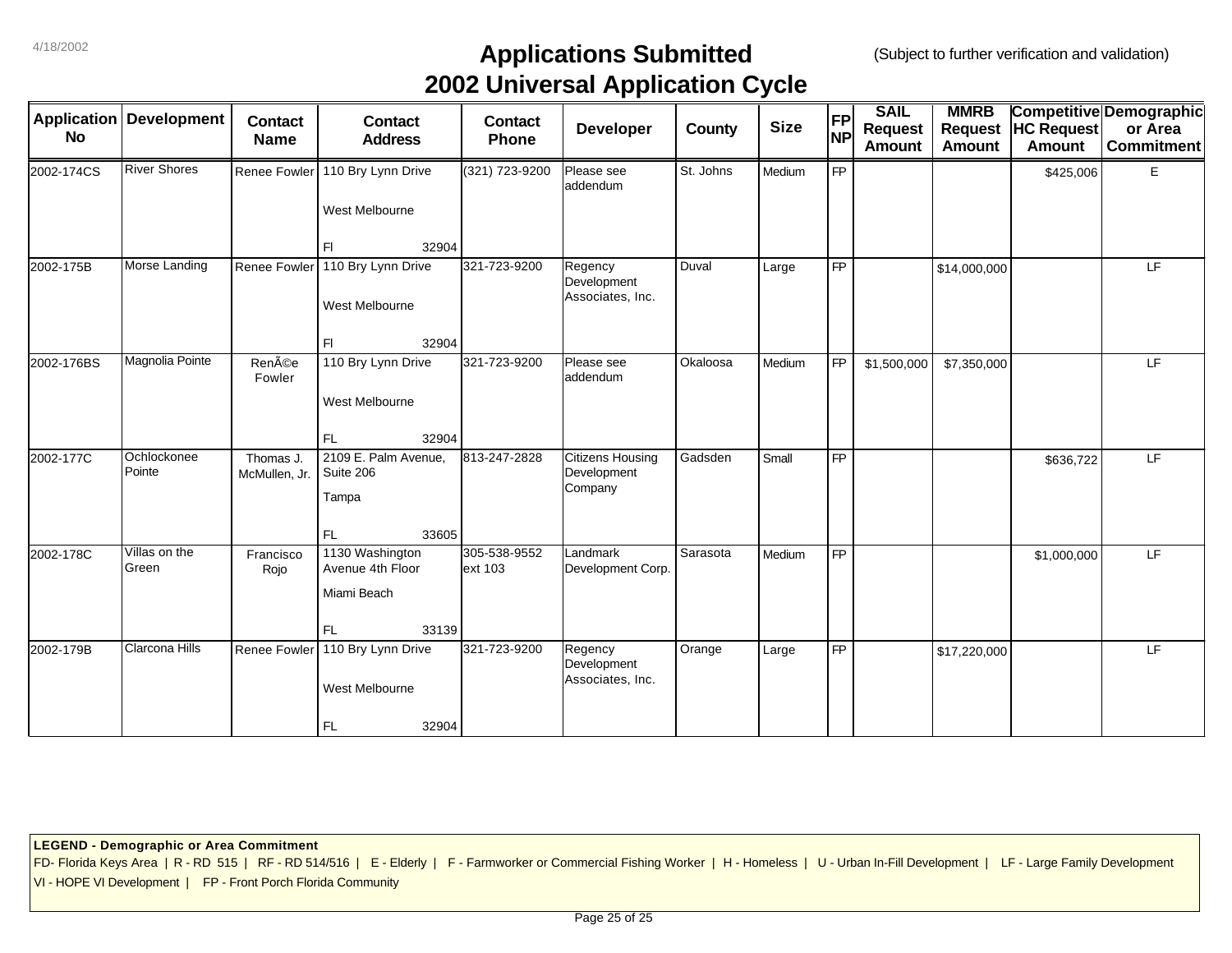4/18/2002

# Applications Submitted
# 2002 Universal Application Cycle

(Subject to further verification and validation)

| Application No | Development | Contact Name | Contact Address | Contact Phone | Developer | County | Size | FP NP | SAIL Request Amount | MMRB Request Amount | Competitive HC Request Amount | Demographic or Area Commitment |
|---|---|---|---|---|---|---|---|---|---|---|---|---|
| 2002-174CS | River Shores | Renee Fowler | 110 Bry Lynn Drive West Melbourne Fl 32904 | (321) 723-9200 | Please see addendum | St. Johns | Medium | FP | | | $425,006 | E |
| 2002-175B | Morse Landing | Renee Fowler | 110 Bry Lynn Drive West Melbourne Fl 32904 | 321-723-9200 | Regency Development Associates, Inc. | Duval | Large | FP | | $14,000,000 | | LF |
| 2002-176BS | Magnolia Pointe | RenÃ©e Fowler | 110 Bry Lynn Drive West Melbourne FL 32904 | 321-723-9200 | Please see addendum | Okaloosa | Medium | FP | $1,500,000 | $7,350,000 | | LF |
| 2002-177C | Ochlockonee Pointe | Thomas J. McMullen, Jr. | 2109 E. Palm Avenue, Suite 206 Tampa FL 33605 | 813-247-2828 | Citizens Housing Development Company | Gadsden | Small | FP | | | $636,722 | LF |
| 2002-178C | Villas on the Green | Francisco Rojo | 1130 Washington Avenue 4th Floor Miami Beach FL 33139 | 305-538-9552 ext 103 | Landmark Development Corp. | Sarasota | Medium | FP | | | $1,000,000 | LF |
| 2002-179B | Clarcona Hills | Renee Fowler | 110 Bry Lynn Drive West Melbourne FL 32904 | 321-723-9200 | Regency Development Associates, Inc. | Orange | Large | FP | | $17,220,000 | | LF |

**LEGEND - Demographic or Area Commitment**

FD- Florida Keys Area | R - RD 515 | RF - RD 514/516 | E - Elderly | F - Farmworker or Commercial Fishing Worker | H - Homeless | U - Urban In-Fill Development | LF - Large Family Development
VI - HOPE VI Development | FP - Front Porch Florida Community